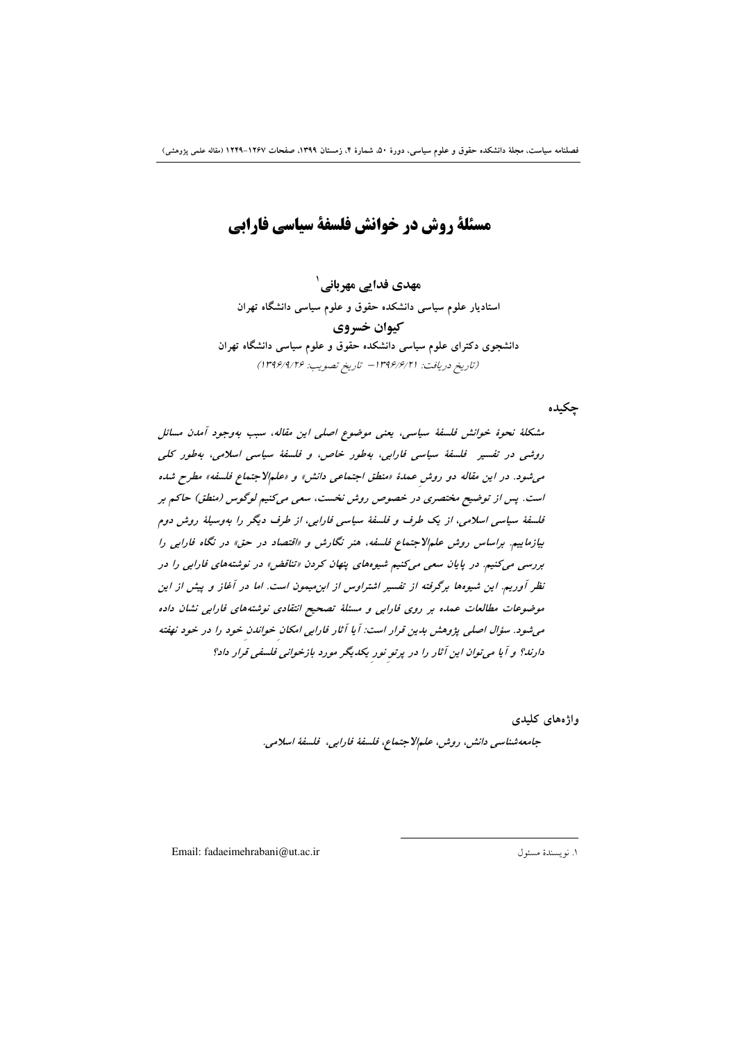# مسئلهٔ روش در خوانش فلسفهٔ سیاسی فارابی

**مهدی فدایی مهربانی**[1]

استادیار علوم سیاسی دانشکده حقوق و علوم سیاسی دانشگاه تهران

**کیوان خسروی**

دانشجوی دکترای علوم سیاسی دانشکده حقوق و علوم سیاسی دانشگاه تهران

*(تاریخ دریافت: ۱۳۹۶/۶/۲۱ – تاریخ تصویب: ۱۳۹۶/۹/۲۶)*

## چکیده

*مشکلهٔ نحوهٔ خوانش فلسفهٔ سیاسی، یعنی موضوع اصلی این مقاله، سبب به‌وجود آمدن مسائل روشی در تفسیر فلسفهٔ سیاسی فارابی، به‌طور خاص، و فلسفهٔ سیاسی اسلامی، به‌طور کلی می‌شود. در این مقاله دو روشِ عمدهٔ «منطق اجتماعی دانش» و «علم‌الاجتماع فلسفه» مطرح شده است. پس از توضیح مختصری در خصوص روش نخست، سعی می‌کنیم لوگوس (منطق) حاکم بر فلسفهٔ سیاسی اسلامی، از یک طرف و فلسفهٔ سیاسی فارابی، از طرف دیگر را به‌وسیلهٔ روش دوم بیازماییم. براساس روش علم‌الاجتماع فلسفه، هنر نگارش و «اقتصاد در حق» در نگاه فارابی را بررسی می‌کنیم. در پایان سعی می‌کنیم شیوه‌های پنهان کردن «تناقض» در نوشته‌های فارابی را در نظر آوریم. این شیوه‌ها برگرفته از تفسیر اشتراوس از ابن‌میمون است. اما در آغاز و پیش از این موضوعات مطالعات عمده بر روی فارابی و مسئلهٔ تصحیح انتقادی نوشته‌های فارابی نشان داده می‌شود. سؤال اصلی پژوهش بدین قرار است: آیا آثار فارابی امکانِ خواندنِ خود را در خود نهفته دارند؟ و آیا می‌توان این آثار را در پرتو نورِ یکدیگر مورد بازخوانی فلسفی قرار داد؟*

## واژه‌های کلیدی

*جامعه‌شناسی دانش، روش، علم‌الاجتماع، فلسفهٔ فارابی، فلسفهٔ اسلامی.*

---

[1] نویسندهٔ مسئول — Email: fadaeimehrabani@ut.ac.ir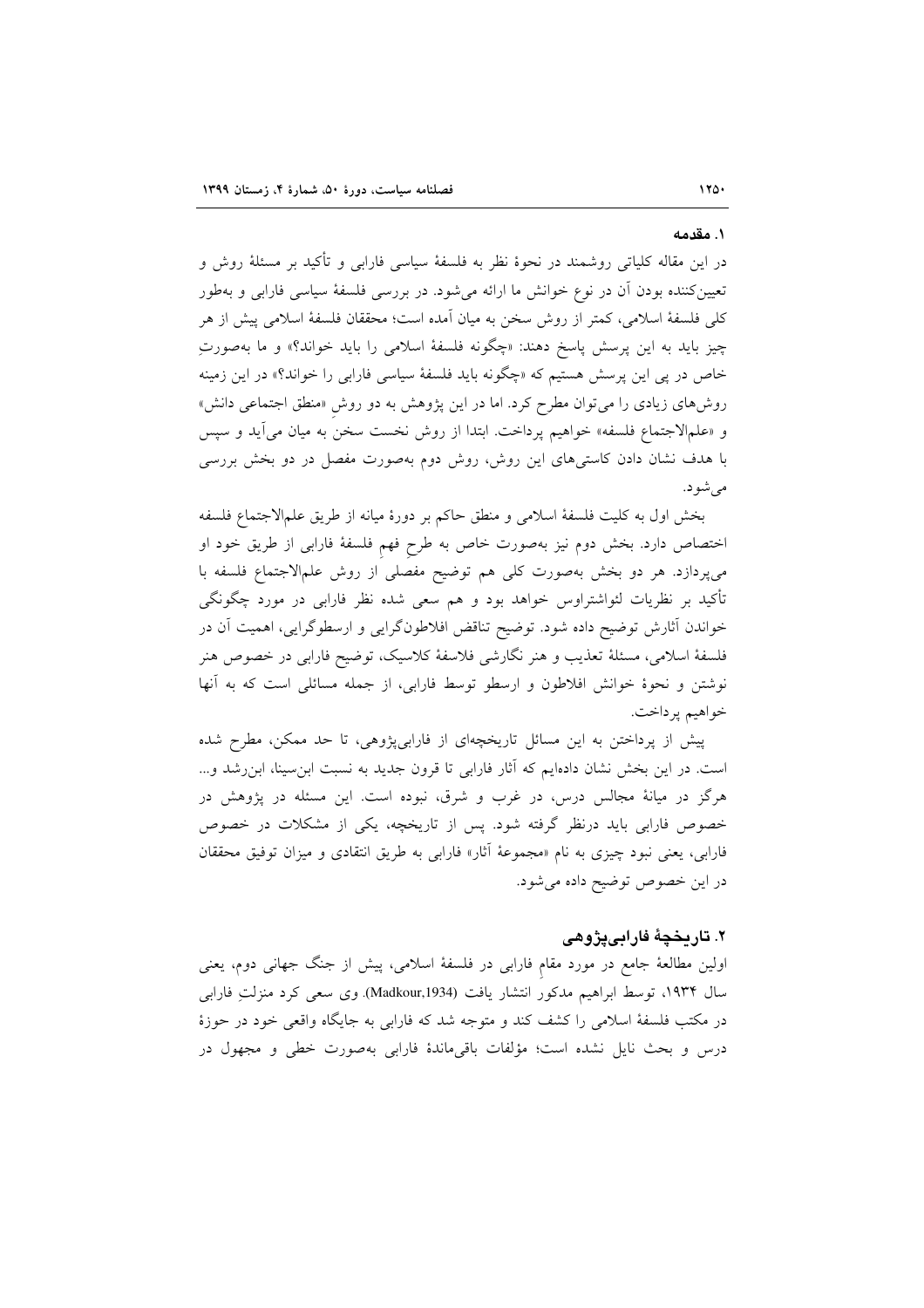## ۱. مقدمه

در این مقاله کلیاتی روشمند در نحوهٔ نظر به فلسفهٔ سیاسی فارابی و تأکید بر مسئلهٔ روش و تعیین‌کننده بودن آن در نوع خوانش ما ارائه می‌شود. در بررسی فلسفهٔ سیاسی فارابی و به‌طور کلی فلسفهٔ اسلامی، کمتر از روش سخن به میان آمده است؛ محققان فلسفهٔ اسلامی پیش از هر چیز باید به این پرسش پاسخ دهند: «چگونه فلسفهٔ اسلامی را باید خواند؟» و ما به‌صورتِ خاص در پی این پرسش هستیم که «چگونه باید فلسفهٔ سیاسی فارابی را خواند؟» در این زمینه روش‌های زیادی را می‌توان مطرح کرد. اما در این پژوهش به دو روشِ «منطق اجتماعی دانش» و «علم‌الاجتماع فلسفه» خواهیم پرداخت. ابتدا از روش نخست سخن به میان می‌آید و سپس با هدف نشان دادن کاستی‌های این روش، روش دوم به‌صورت مفصل در دو بخش بررسی می‌شود.

بخش اول به کلیت فلسفهٔ اسلامی و منطق حاکم بر دورهٔ میانه از طریق علم‌الاجتماع فلسفه اختصاص دارد. بخش دوم نیز به‌صورت خاص به طرحِ فهمِ فلسفهٔ فارابی از طریق خود او می‌پردازد. هر دو بخش به‌صورت کلی هم توضیح مفصلی از روش علم‌الاجتماع فلسفه با تأکید بر نظریات لئواشتراوس خواهد بود و هم سعی شده نظر فارابی در مورد چگونگی خواندن آثارش توضیح داده شود. توضیح تناقض افلاطون‌گرایی و ارسطوگرایی، اهمیت آن در فلسفهٔ اسلامی، مسئلهٔ تعذیب و هنر نگارشی فلاسفهٔ کلاسیک، توضیح فارابی در خصوص هنر نوشتن و نحوهٔ خوانش افلاطون و ارسطو توسط فارابی، از جمله مسائلی است که به آنها خواهیم پرداخت.

پیش از پرداختن به این مسائل تاریخچه‌ای از فارابی‌پژوهی، تا حد ممکن، مطرح شده است. در این بخش نشان داده‌ایم که آثار فارابی تا قرون جدید به نسبت ابن‌سینا، ابن‌رشد و... هرگز در میانهٔ مجالس درس، در غرب و شرق، نبوده است. این مسئله در پژوهش در خصوص فارابی باید درنظر گرفته شود. پس از تاریخچه، یکی از مشکلات در خصوص فارابی، یعنی نبود چیزی به نام «مجموعهٔ آثار» فارابی به طریق انتقادی و میزان توفیق محققان در این خصوص توضیح داده می‌شود.

## ۲. تاریخچهٔ فارابی‌پژوهی

اولین مطالعهٔ جامع در مورد مقامِ فارابی در فلسفهٔ اسلامی، پیش از جنگ جهانی دوم، یعنی سال ۱۹۳۴، توسط ابراهیم مدکور انتشار یافت (Madkour,1934). وی سعی کرد منزلتِ فارابی در مکتب فلسفهٔ اسلامی را کشف کند و متوجه شد که فارابی به جایگاه واقعی خود در حوزهٔ درس و بحث نایل نشده است؛ مؤلفات باقی‌ماندهٔ فارابی به‌صورت خطی و مجهول در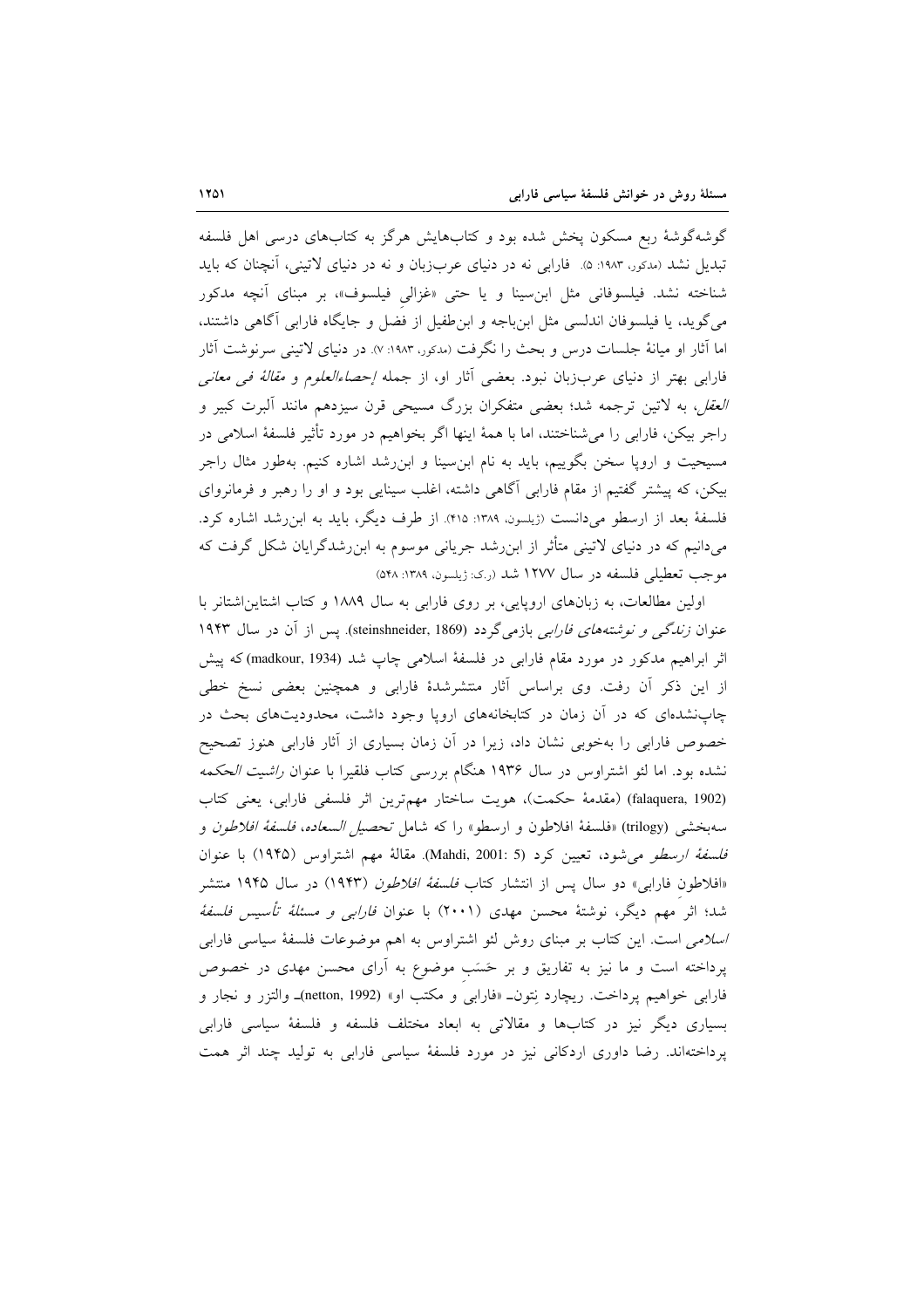گوشه‌گوشهٔ ربع مسکون پخش شده بود و کتاب‌هایش هرگز به کتاب‌های درسی اهل فلسفه تبدیل نشد (مدکور، ۱۹۸۳: ۵). فارابی نه در دنیای عرب‌زبان و نه در دنیای لاتینی، آنچنان که باید شناخته نشد. فیلسوفانی مثل ابن‌سینا و یا حتی «غزالیِ فیلسوف»، بر مبنای آنچه مدکور می‌گوید، یا فیلسوفان اندلسی مثل ابن‌باجه و ابن‌طفیل از فضل و جایگاه فارابی آگاهی داشتند، اما آثار او میانهٔ جلسات درس و بحث را نگرفت (مدکور، ۱۹۸۳: ۷). در دنیای لاتینی سرنوشت آثار فارابی بهتر از دنیای عرب‌زبان نبود. بعضی آثار او، از جمله *إحصاءالعلوم* و *مقالهٔ فی معانی العقل*، به لاتین ترجمه شد؛ بعضی متفکران بزرگ مسیحی قرن سیزدهم مانند آلبرت کبیر و راجر بیکن، فارابی را می‌شناختند، اما با همهٔ اینها اگر بخواهیم در مورد تأثیر فلسفهٔ اسلامی در مسیحیت و اروپا سخن بگوییم، باید به نام ابن‌سینا و ابن‌رشد اشاره کنیم. به‌طور مثال راجر بیکن، که پیشتر گفتیم از مقام فارابی آگاهی داشته، اغلب سینایی بود و او را رهبر و فرمانروای فلسفهٔ بعد از ارسطو می‌دانست (ژیلسون، ۱۳۸۹: ۴۱۵). از طرف دیگر، باید به ابن‌رشد اشاره کرد. می‌دانیم که در دنیای لاتینی متأثر از ابن‌رشد جریانی موسوم به ابن‌رشدگرایان شکل گرفت که موجب تعطیلی فلسفه در سال ۱۲۷۷ شد (ر.ک: ژیلسون، ۱۳۸۹: ۵۴۸).

اولین مطالعات، به زبان‌های اروپایی، بر روی فارابی به سال ۱۸۸۹ و کتاب اشتاین‌اشتانر با عنوان *زندگی و نوشته‌های فارابی* بازمی‌گردد (steinshneider, 1869). پس از آن در سال ۱۹۴۳ اثر ابراهیم مدکور در مورد مقام فارابی در فلسفهٔ اسلامی چاپ شد (madkour, 1934) که پیش از این ذکر آن رفت. وی براساس آثار منتشرشدهٔ فارابی و همچنین بعضی نسخ خطی چاپ‌نشده‌ای که در آن زمان در کتابخانه‌های اروپا وجود داشت، محدودیت‌های بحث در خصوص فارابی را به‌خوبی نشان داد، زیرا در آن زمان بسیاری از آثار فارابی هنوز تصحیح نشده بود. اما لئو اشتراوس در سال ۱۹۳۶ هنگام بررسی کتاب فلقیرا با عنوان *راشیت الحکمه* (falaquera, 1902) (مقدمهٔ حکمت)، هویت ساختار مهم‌ترین اثر فلسفی فارابی، یعنی کتاب سه‌بخشی (trilogy) «فلسفهٔ افلاطون و ارسطو» را که شامل *تحصیل السعاده*، *فلسفهٔ افلاطون* و *فلسفهٔ ارسطو* می‌شود، تعیین کرد (Mahdi, 2001: 5). مقالهٔ مهم اشتراوس (۱۹۴۵) با عنوان «افلاطونِ فارابی» دو سال پس از انتشار کتاب *فلسفهٔ افلاطون* (۱۹۴۳) در سال ۱۹۴۵ منتشر شد؛ اثرِ مهم دیگر، نوشتهٔ محسن مهدی (۲۰۰۱) با عنوان *فارابی و مسئلهٔ تأسیس فلسفهٔ اسلامی* است. این کتاب بر مبنای روش لئو اشتراوس به اهم موضوعات فلسفهٔ سیاسی فارابی پرداخته است و ما نیز به تفاریق و بر حَسَبِ موضوع به آرای محسن مهدی در خصوص فارابی خواهیم پرداخت. ریچارد نِتون- «فارابی و مکتب او» (netton, 1992)- والتزر و نجار و بسیاری دیگر نیز در کتاب‌ها و مقالاتی به ابعاد مختلف فلسفه و فلسفهٔ سیاسی فارابی پرداخته‌اند. رضا داوری اردکانی نیز در مورد فلسفهٔ سیاسی فارابی به تولید چند اثر همت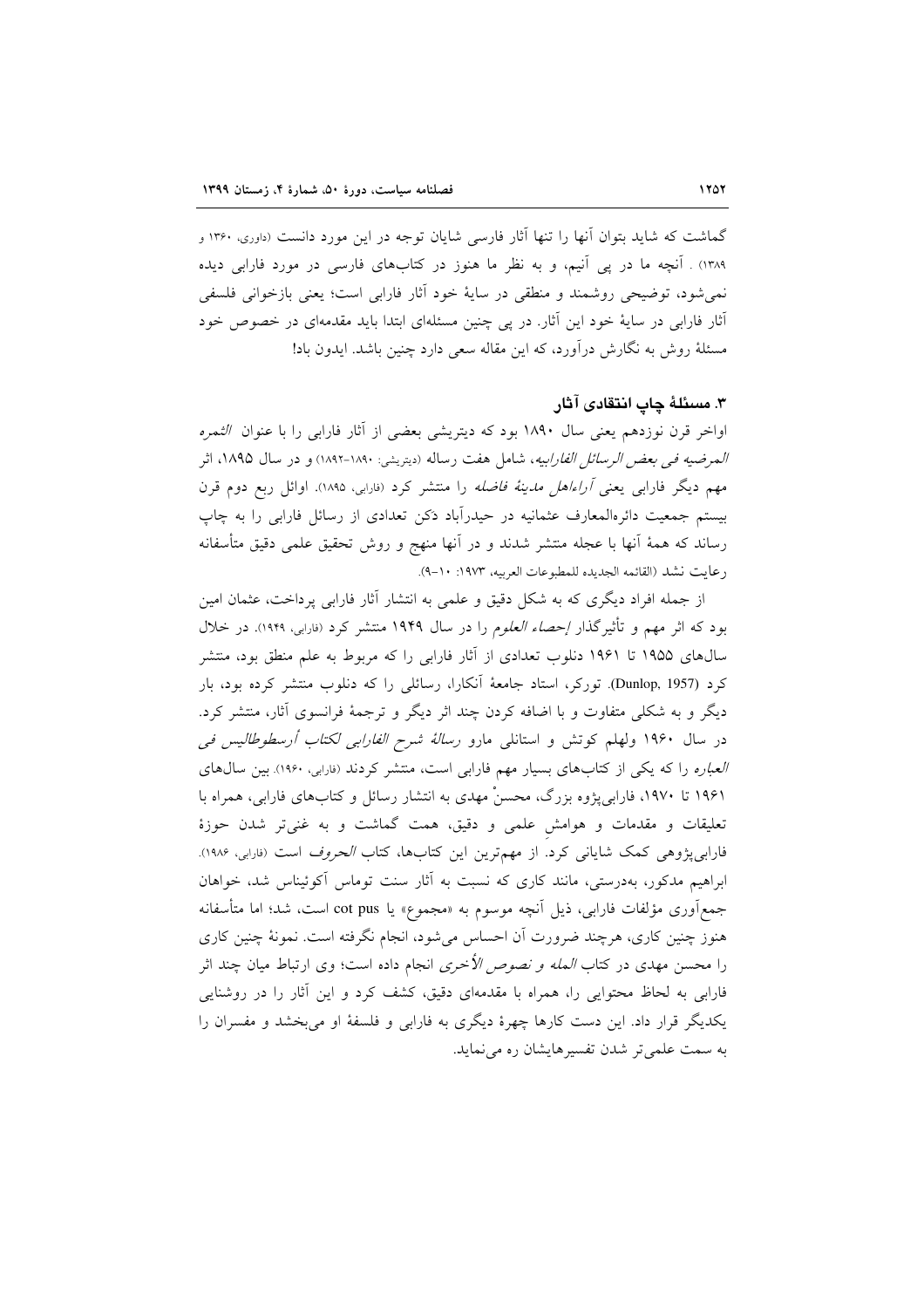گماشت که شاید بتوان آنها را تنها آثار فارسی شایان توجه در این مورد دانست (داوری، ۱۳۶۰ و ۱۳۸۹) . آنچه ما در پی آنیم، و به نظر ما هنوز در کتاب‌های فارسی در مورد فارابی دیده نمی‌شود، توضیحی روشمند و منطقی در سایهٔ خود آثار فارابی است؛ یعنی بازخوانی فلسفی آثار فارابی در سایهٔ خود این آثار. در پی چنین مسئله‌ای ابتدا باید مقدمه‌ای در خصوص خود مسئلهٔ روش به نگارش درآورد، که این مقاله سعی دارد چنین باشد. ایدون باد!

### ۳. مسئلهٔ چاپ انتقادی آثار

اواخر قرن نوزدهم یعنی سال ۱۸۹۰ بود که دیتریشی بعضی از آثار فارابی را با عنوان *الثمره المرضیه فی بعض الرسائل الفارابیه*، شامل هفت رساله (دیتریشی: ۱۸۹۰-۱۸۹۲) و در سال ۱۸۹۵، اثر مهم دیگر فارابی یعنی *آراءاهل مدینهٔ فاضله* را منتشر کرد (فارابی، ۱۸۹۵). اوائل ربع دوم قرن بیستم جمعیت دائرةالمعارف عثمانیه در حیدرآباد دکن تعدادی از رسائل فارابی را به چاپ رساند که همهٔ آنها با عجله منتشر شدند و در آنها منهج و روش تحقیق علمی دقیق متأسفانه رعایت نشد (القائمه الجدیده للمطبوعات العربیه، ۱۹۷۳: ۱۰-۹).

از جمله افراد دیگری که به شکل دقیق و علمی به انتشار آثار فارابی پرداخت، عثمان امین بود که اثر مهم و تأثیرگذار *إحصاء العلوم* را در سال ۱۹۴۹ منتشر کرد (فارابی، ۱۹۴۹). در خلال سال‌های ۱۹۵۵ تا ۱۹۶۱ دنلوب تعدادی از آثار فارابی را که مربوط به علم منطق بود، منتشر کرد (Dunlop, 1957). تورکر، استاد جامعهٔ آنکارا، رسائلی را که دنلوب منتشر کرده بود، بار دیگر و به شکلی متفاوت و با اضافه کردن چند اثر دیگر و ترجمهٔ فرانسوی آثار، منتشر کرد. در سال ۱۹۶۰ ولهلم کوتش و استانلی مارو *رسالهٔ شرح الفارابی لکتاب أرسطوطالیس فی العباره* را که یکی از کتاب‌های بسیار مهم فارابی است، منتشر کردند (فارابی، ۱۹۶۰). بین سال‌های ۱۹۶۱ تا ۱۹۷۰، فارابی‌پژوه بزرگ، محسنْ مهدی به انتشار رسائل و کتاب‌های فارابی، همراه با تعلیقات و مقدمات و هوامشِ علمی و دقیق، همت گماشت و به غنی‌تر شدن حوزهٔ فارابی‌پژوهی کمک شایانی کرد. از مهم‌ترین این کتاب‌ها، کتاب *الحروف* است (فارابی، ۱۹۸۶). ابراهیم مدکور، به‌درستی، مانند کاری که نسبت به آثار سنت توماس آکوئیناس شد، خواهان جمع‌آوری مؤلفات فارابی، ذیل آنچه موسوم به «مجموع» یا cot pus است، شد؛ اما متأسفانه هنوز چنین کاری، هرچند ضرورت آن احساس می‌شود، انجام نگرفته است. نمونهٔ چنین کاری را محسن مهدی در کتاب *المله و نصوص الأخری* انجام داده است؛ وی ارتباط میان چند اثر فارابی به لحاظ محتوایی را، همراه با مقدمه‌ای دقیق، کشف کرد و این آثار را در روشنایی یکدیگر قرار داد. این دست کارها چهرهٔ دیگری به فارابی و فلسفهٔ او می‌بخشد و مفسران را به سمت علمی‌تر شدن تفسیرهایشان ره می‌نماید.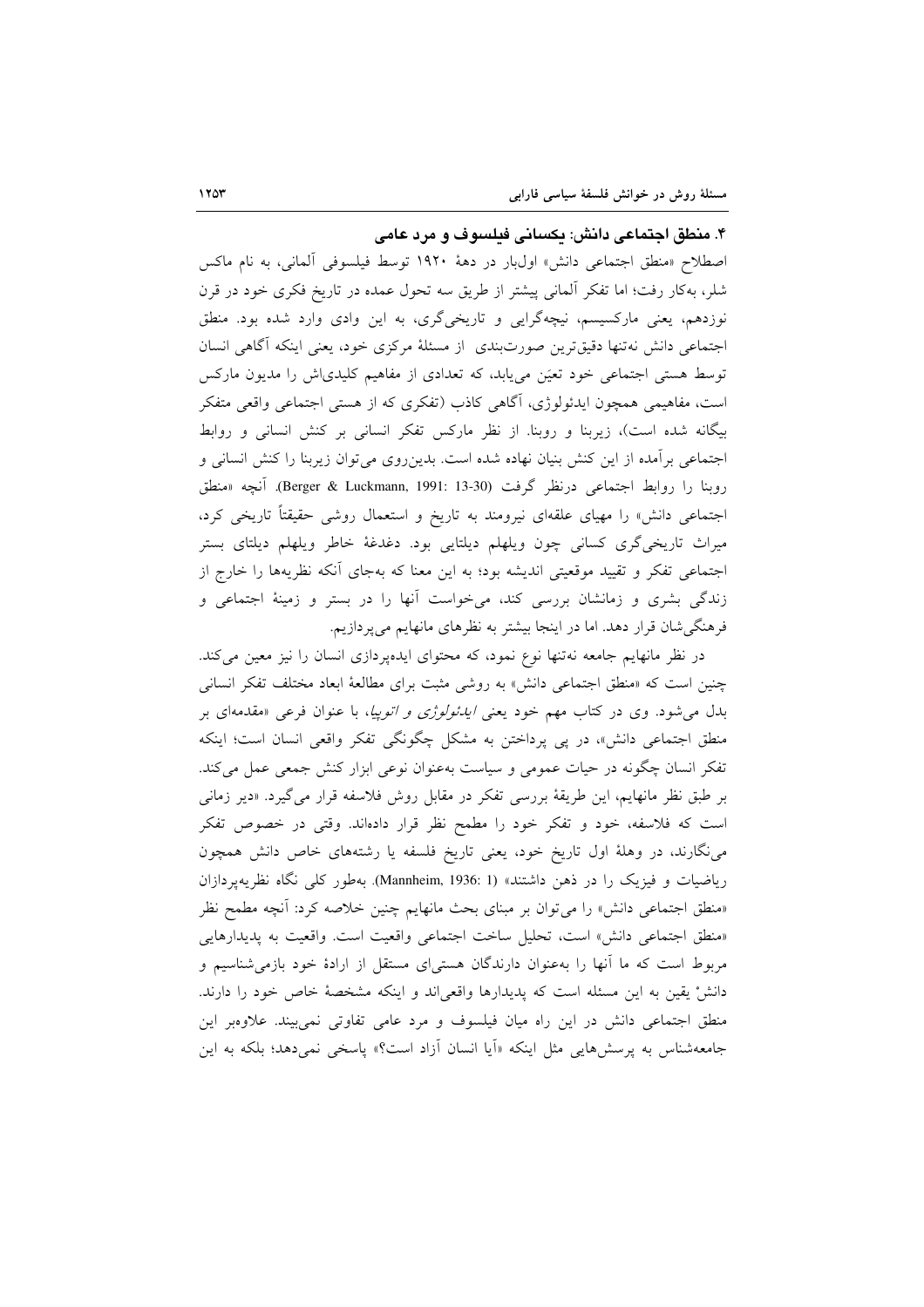## ۴. منطق اجتماعی دانش: یکسانی فیلسوف و مرد عامی

اصطلاح «منطق اجتماعی دانش» اول‌بار در دهۀ ۱۹۲۰ توسط فیلسوفی آلمانی، به نام ماکس شلر، به‌کار رفت؛ اما تفکر آلمانی پیشتر از طریق سه تحول عمده در تاریخ فکری خود در قرن نوزدهم، یعنی مارکسیسم، نیچه‌گرایی و تاریخی‌گری، به این وادی وارد شده بود. منطق اجتماعی دانش نه‌تنها دقیق‌ترین صورت‌بندی از مسئلۀ مرکزی خود، یعنی اینکه آگاهی انسان توسط هستی اجتماعی خود تعیّن می‌یابد، که تعدادی از مفاهیم کلیدی‌اش را مدیون مارکس است، مفاهیمی همچون ایدئولوژی، آگاهی کاذب (تفکری که از هستی اجتماعی واقعی متفکر بیگانه شده است)، زیربنا و روبنا. از نظر مارکس تفکر انسانی بر کنش انسانی و روابط اجتماعی برآمده از این کنش بنیان نهاده شده است. بدین‌روی می‌توان زیربنا را کنش انسانی و روبنا را روابط اجتماعی درنظر گرفت (Berger & Luckmann, 1991: 13-30). آنچه «منطق اجتماعی دانش» را مهیای علقه‌ای نیرومند به تاریخ و استعمال روشی حقیقتاً تاریخی کرد، میراث تاریخی‌گری کسانی چون ویلهلم دیلتایی بود. دغدغۀ خاطر ویلهلم دیلتای بستر اجتماعی تفکر و تقیید موقعیتی اندیشه بود؛ به این معنا که به‌جای آنکه نظریه‌ها را خارج از زندگی بشری و زمانشان بررسی کند، می‌خواست آنها را در بستر و زمینۀ اجتماعی و فرهنگی‌شان قرار دهد. اما در اینجا بیشتر به نظرهای مانهایم می‌پردازیم.

در نظر مانهایم جامعه نه‌تنها نوع نمود، که محتوای ایده‌پردازی انسان را نیز معین می‌کند. چنین است که «منطق اجتماعی دانش» به روشی مثبت برای مطالعۀ ابعاد مختلف تفکر انسانی بدل می‌شود. وی در کتاب مهم خود یعنی *ایدئولوژی و اتوپیا*، با عنوان فرعی «مقدمه‌ای بر منطق اجتماعی دانش»، در پی پرداختن به مشکل چگونگی تفکر واقعی انسان است؛ اینکه تفکر انسان چگونه در حیات عمومی و سیاست به‌عنوان نوعی ابزار کنش جمعی عمل می‌کند. بر طبق نظر مانهایم، این طریقۀ بررسی تفکر در مقابل روش فلاسفه قرار می‌گیرد. «دیر زمانی است که فلاسفه، خود و تفکر خود را مطمح نظر قرار داده‌اند. وقتی در خصوص تفکر می‌نگارند، در وهلۀ اول تاریخ خود، یعنی تاریخ فلسفه یا رشته‌های خاص دانش همچون ریاضیات و فیزیک را در ذهن داشتند» (Mannheim, 1936: 1). به‌طور کلی نگاه نظریه‌پردازان «منطق اجتماعی دانش» را می‌توان بر مبنای بحث مانهایم چنین خلاصه کرد: آنچه مطمح نظر «منطق اجتماعی دانش» است، تحلیل ساخت اجتماعی واقعیت است. واقعیت به پدیدارهایی مربوط است که ما آنها را به‌عنوان دارندگان هستی‌ای مستقل از ارادۀ خود بازمی‌شناسیم و دانشْ یقین به این مسئله است که پدیدارها واقعی‌اند و اینکه مشخصۀ خاص خود را دارند. منطق اجتماعی دانش در این راه میان فیلسوف و مرد عامی تفاوتی نمی‌بیند. علاوه‌بر این جامعه‌شناس به پرسش‌هایی مثل اینکه «آیا انسان آزاد است؟» پاسخی نمی‌دهد؛ بلکه به این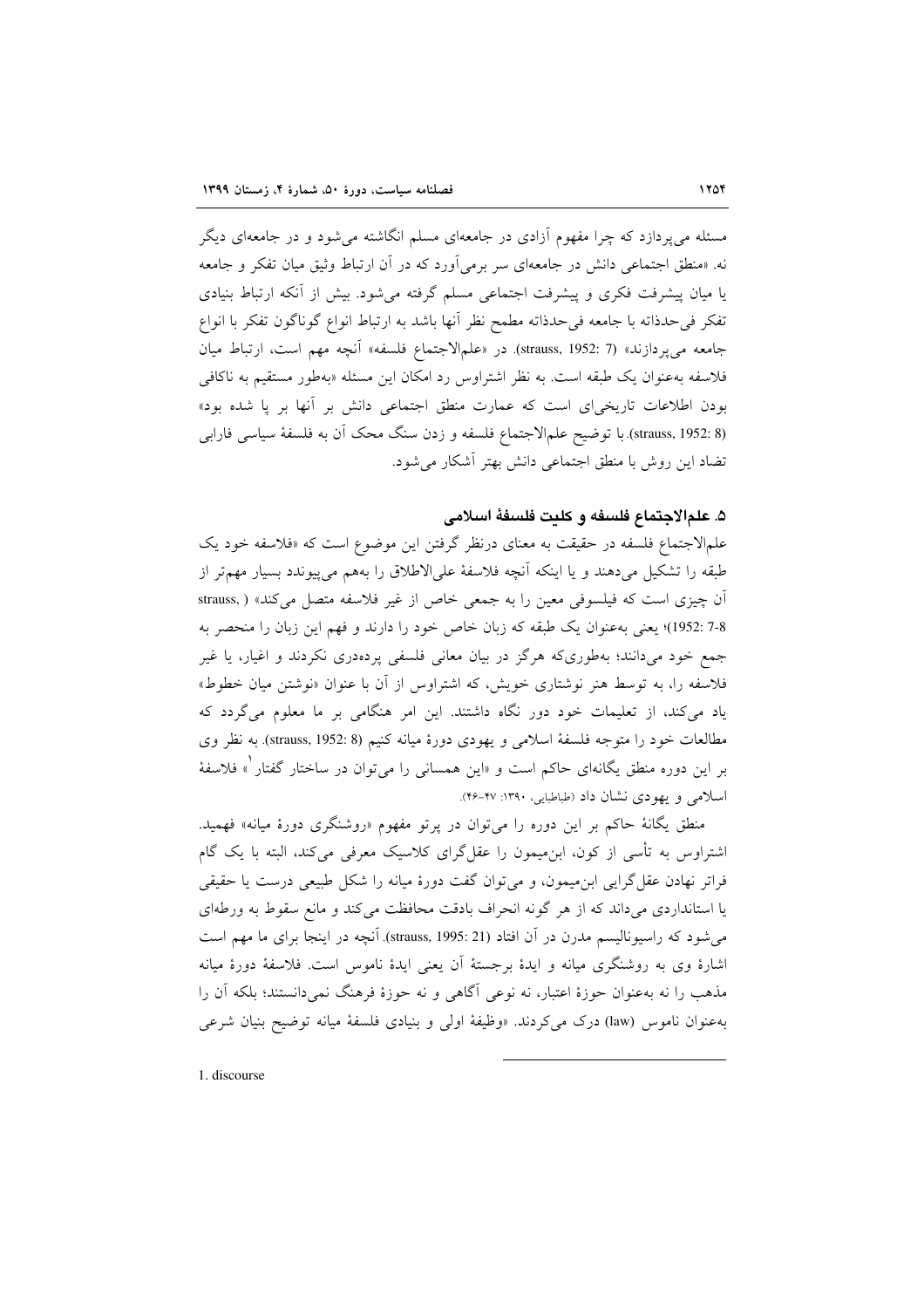مسئله می‌پردازد که چرا مفهوم آزادی در جامعه‌ای مسلم انگاشته می‌شود و در جامعه‌ای دیگر نه. «منطق اجتماعی دانش در جامعه‌ای سر برمی‌آورد که در آن ارتباط وثیق میان تفکر و جامعه یا میان پیشرفت فکری و پیشرفت اجتماعی مسلم گرفته می‌شود. بیش از آنکه ارتباط بنیادی تفکر فی‌حدذاته با جامعه فی‌حدذاته مطمح نظر آنها باشد به ارتباط انواع گوناگون تفکر با انواع جامعه می‌پردازند» (strauss, 1952: 7). در «علم‌الاجتماع فلسفه» آنچه مهم است، ارتباط میان فلاسفه به‌عنوان یک طبقه است. به نظر اشتراوس رد امکان این مسئله «به‌طور مستقیم به ناکافی بودن اطلاعات تاریخی‌ای است که عمارت منطق اجتماعی دانش بر آنها بر پا شده بود» (strauss, 1952: 8). با توضیح علم‌الاجتماع فلسفه و زدن سنگ محک آن به فلسفهٔ سیاسی فارابی تضاد این روش با منطق اجتماعی دانش بهتر آشکار می‌شود.

### ۵. علم‌الاجتماع فلسفه و کلیت فلسفهٔ اسلامی

علم‌الاجتماع فلسفه در حقیقت به معنای درنظر گرفتن این موضوع است که «فلاسفه خود یک طبقه را تشکیل می‌دهند و یا اینکه آنچه فلاسفهٔ علی‌الاطلاق را به‌هم می‌پیوندد بسیار مهم‌تر از آن چیزی است که فیلسوفی معین را به جمعی خاص از غیر فلاسفه متصل می‌کند» (strauss, 1952: 7-8)؛ یعنی به‌عنوان یک طبقه که زبان خاص خود را دارند و فهم این زبان را منحصر به جمع خود می‌دانند؛ به‌طوری‌که هرگز در بیان معانی فلسفی پرده‌دری نکردند و اغیار، یا غیر فلاسفه را، به توسط هنر نوشتاری خویش، که اشتراوس از آن با عنوان «نوشتن میان خطوط» یاد می‌کند، از تعلیمات خود دور نگاه داشتند. این امر هنگامی بر ما معلوم می‌گردد که مطالعات خود را متوجه فلسفهٔ اسلامی و یهودی دورهٔ میانه کنیم (strauss, 1952: 8). به نظر وی بر این دوره منطق یگانه‌ای حاکم است و «این همسانی را می‌توان در ساختار گفتار[1]» فلاسفهٔ اسلامی و یهودی نشان داد (طباطبایی، ۱۳۹۰: ۴۷-۴۶).

منطق یگانهٔ حاکم بر این دوره را می‌توان در پرتو مفهوم «روشنگری دورهٔ میانه» فهمید. اشتراوس به تأسی از کوِن، ابن‌میمون را عقل‌گرای کلاسیک معرفی می‌کند، البته با یک گام فراتر نهادن عقل‌گرایی ابن‌میمون، و می‌توان گفت دورهٔ میانه را شکل طبیعی درست یا حقیقی یا استانداردی می‌داند که از هر گونه انحراف بادقت محافظت می‌کند و مانع سقوط به ورطه‌ای می‌شود که راسیونالیسم مدرن در آن افتاد (strauss, 1995: 21). آنچه در اینجا برای ما مهم است اشارهٔ وی به روشنگری میانه و ایدهٔ برجستهٔ آن یعنی ایدهٔ ناموس است. فلاسفهٔ دورهٔ میانه مذهب را نه به‌عنوان حوزهٔ اعتبار، نه نوعی آگاهی و نه حوزهٔ فرهنگ نمی‌دانستند؛ بلکه آن را به‌عنوان ناموس (law) درک می‌کردند. «وظیفهٔ اولی و بنیادی فلسفهٔ میانه توضیح بنیان شرعی

---

1. discourse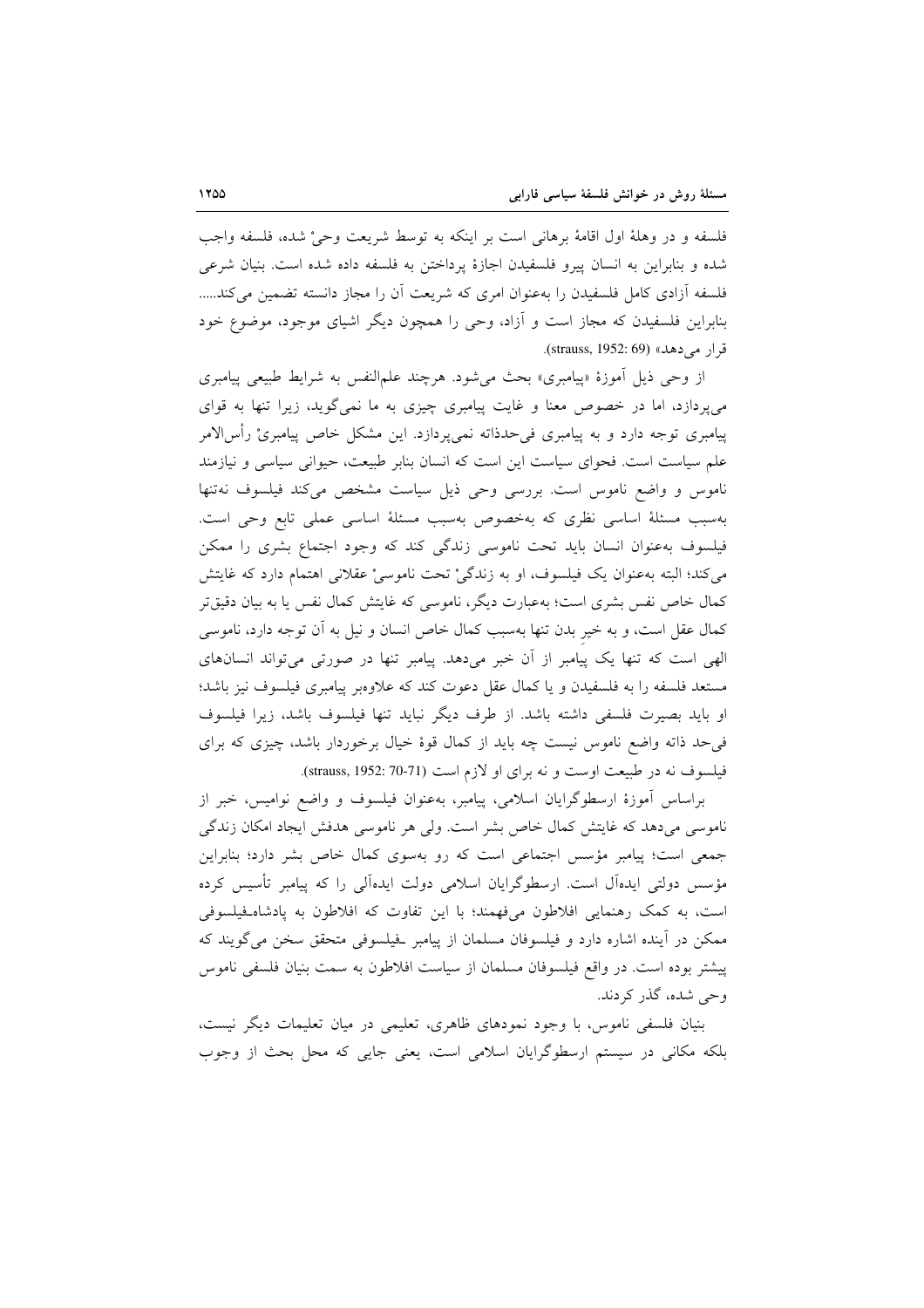فلسفه و در وهلهٔ اول اقامهٔ برهانی است بر اینکه به توسط شریعت وحیْ شده، فلسفه واجب شده و بنابراین به انسان پیرو فلسفیدن اجازهٔ پرداختن به فلسفه داده شده است. بنیان شرعی فلسفه آزادی کامل فلسفیدن را به‌عنوان امری که شریعت آن را مجاز دانسته تضمین می‌کند..... بنابراین فلسفیدن که مجاز است و آزاد، وحی را همچون دیگر اشیای موجود، موضوع خود قرار می‌دهد» (strauss, 1952: 69).

از وحی ذیل آموزهٔ «پیامبری» بحث می‌شود. هرچند علم‌النفس به شرایط طبیعی پیامبری می‌پردازد، اما در خصوص معنا و غایت پیامبری چیزی به ما نمی‌گوید، زیرا تنها به قوای پیامبری توجه دارد و به پیامبری فی‌حدذاته نمی‌پردازد. این مشکل خاص پیامبریْ رأس‌الامر علم سیاست است. فحوای سیاست این است که انسان بنابر طبیعت، حیوانی سیاسی و نیازمند ناموس و واضع ناموس است. بررسی وحی ذیل سیاست مشخص می‌کند فیلسوف نه‌تنها به‌سبب مسئلهٔ اساسی نظری که به‌خصوص به‌سبب مسئلهٔ اساسی عملی تابع وحی است. فیلسوف به‌عنوان انسان باید تحت ناموسی زندگی کند که وجود اجتماع بشری را ممکن می‌کند؛ البته به‌عنوان یک فیلسوف، او به زندگیْ تحت ناموسیْ عقلانی اهتمام دارد که غایتش کمال خاص نفس بشری است؛ به‌عبارت دیگر، ناموسی که غایتش کمال نفس یا به بیان دقیق‌تر کمال عقل است، و به خیرِ بدن تنها به‌سبب کمال خاص انسان و نیل به آن توجه دارد، ناموسی الهی است که تنها یک پیامبر از آن خبر می‌دهد. پیامبر تنها در صورتی می‌تواند انسان‌های مستعد فلسفه را به فلسفیدن و یا کمال عقل دعوت کند که علاوه‌بر پیامبری فیلسوف نیز باشد؛ او باید بصیرت فلسفی داشته باشد. از طرف دیگر نباید تنها فیلسوف باشد، زیرا فیلسوف فی‌حد ذاته واضع ناموس نیست چه باید از کمال قوهٔ خیال برخوردار باشد، چیزی که برای فیلسوف نه در طبیعت اوست و نه برای او لازم است (strauss, 1952: 70-71).

براساس آموزهٔ ارسطوگرایان اسلامی، پیامبر، به‌عنوان فیلسوف و واضع نوامیس، خبر از ناموسی می‌دهد که غایتش کمال خاص بشر است. ولی هر ناموسی هدفش ایجاد امکان زندگی جمعی است؛ پیامبر مؤسس اجتماعی است که رو به‌سوی کمال خاص بشر دارد؛ بنابراین مؤسس دولتی ایده‌آل است. ارسطوگرایان اسلامی دولت ایده‌آلی را که پیامبر تأسیس کرده است، به کمک رهنمایی افلاطون می‌فهمند؛ با این تفاوت که افلاطون به پادشاه‌ـفیلسوفی ممکن در آینده اشاره دارد و فیلسوفان مسلمان از پیامبر ـفیلسوفی متحقق سخن می‌گویند که پیشتر بوده است. در واقع فیلسوفان مسلمان از سیاست افلاطون به سمت بنیان فلسفی ناموس وحی شده، گذر کردند.

بنیان فلسفی ناموس، با وجود نمودهای ظاهری، تعلیمی در میان تعلیمات دیگر نیست، بلکه مکانی در سیستم ارسطوگرایان اسلامی است، یعنی جایی که محل بحث از وجوب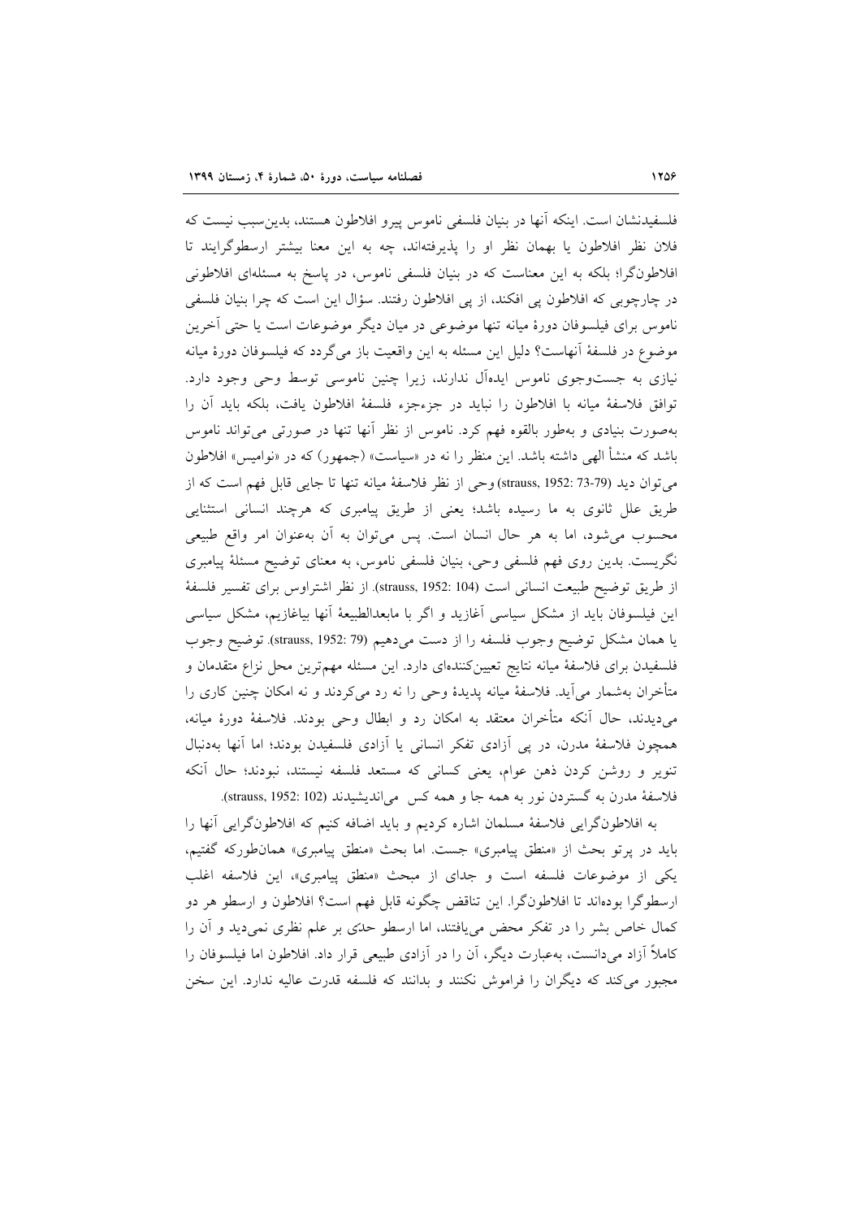فلسفیدنشان است. اینکه آنها در بنیان فلسفی ناموس پیرو افلاطون هستند، بدین‌سبب نیست که فلان نظر افلاطون یا بهمان نظر او را پذیرفته‌اند، چه به این معنا بیشتر ارسطوگرایند تا افلاطون‌گرا؛ بلکه به این معناست که در بنیان فلسفی ناموس، در پاسخ به مسئله‌ای افلاطونی در چارچوبی که افلاطون پی افکند، از پی افلاطون رفتند. سؤال این است که چرا بنیان فلسفی ناموس برای فیلسوفان دورهٔ میانه تنها موضوعی در میان دیگر موضوعات است یا حتی آخرین موضوع در فلسفهٔ آنهاست؟ دلیل این مسئله به این واقعیت باز می‌گردد که فیلسوفان دورهٔ میانه نیازی به جست‌وجوی ناموس ایده‌آل ندارند، زیرا چنین ناموسی توسط وحی وجود دارد. توافق فلاسفهٔ میانه با افلاطون را نباید در جزءجزء فلسفهٔ افلاطون یافت، بلکه باید آن را به‌صورت بنیادی و به‌طور بالقوه فهم کرد. ناموس از نظر آنها تنها در صورتی می‌تواند ناموس باشد که منشأ الهی داشته باشد. این منظر را نه در «سیاست» (جمهور) که در «نوامیس» افلاطون می‌توان دید (strauss, 1952: 73-79) وحی از نظر فلاسفهٔ میانه تنها تا جایی قابل فهم است که از طریق علل ثانوی به ما رسیده باشد؛ یعنی از طریق پیامبری که هرچند انسانی استثنایی محسوب می‌شود، اما به هر حال انسان است. پس می‌توان به آن به‌عنوان امر واقع طبیعی نگریست. بدین روی فهم فلسفی وحی، بنیان فلسفی ناموس، به معنای توضیح مسئلهٔ پیامبری از طریق توضیح طبیعت انسانی است (strauss, 1952: 104). از نظر اشتراوس برای تفسیر فلسفهٔ این فیلسوفان باید از مشکل سیاسی آغازید و اگر با مابعدالطبیعهٔ آنها بیاغازیم، مشکل سیاسی یا همان مشکل توضیح وجوب فلسفه را از دست می‌دهیم (strauss, 1952: 79). توضیح وجوب فلسفیدن برای فلاسفهٔ میانه نتایج تعیین‌کننده‌ای دارد. این مسئله مهم‌ترین محل نزاع متقدمان و متأخران به‌شمار می‌آید. فلاسفهٔ میانه پدیدهٔ وحی را نه رد می‌کردند و نه امکان چنین کاری را می‌دیدند، حال آنکه متأخران معتقد به امکان رد و ابطال وحی بودند. فلاسفهٔ دورهٔ میانه، همچون فلاسفهٔ مدرن، در پی آزادی تفکر انسانی یا آزادی فلسفیدن بودند؛ اما آنها به‌دنبال تنویر و روشن کردن ذهن عوام، یعنی کسانی که مستعد فلسفه نیستند، نبودند؛ حال آنکه فلاسفهٔ مدرن به گستردن نور به همه جا و همه کس می‌اندیشیدند (strauss, 1952: 102).

به افلاطون‌گرایی فلاسفهٔ مسلمان اشاره کردیم و باید اضافه کنیم که افلاطون‌گرایی آنها را باید در پرتو بحث از «منطق پیامبری» جست. اما بحث «منطق پیامبری» همان‌طورکه گفتیم، یکی از موضوعات فلسفه است و جدای از مبحث «منطق پیامبری»، این فلاسفه اغلب ارسطوگرا بوده‌اند تا افلاطون‌گرا. این تناقض چگونه قابل فهم است؟ افلاطون و ارسطو هر دو کمال خاص بشر را در تفکر محض می‌یافتند، اما ارسطو حدّی بر علم نظری نمی‌دید و آن را کاملاً آزاد می‌دانست، به‌عبارت دیگر، آن را در آزادی طبیعی قرار داد. افلاطون اما فیلسوفان را مجبور می‌کند که دیگران را فراموش نکنند و بدانند که فلسفه قدرت عالیه ندارد. این سخن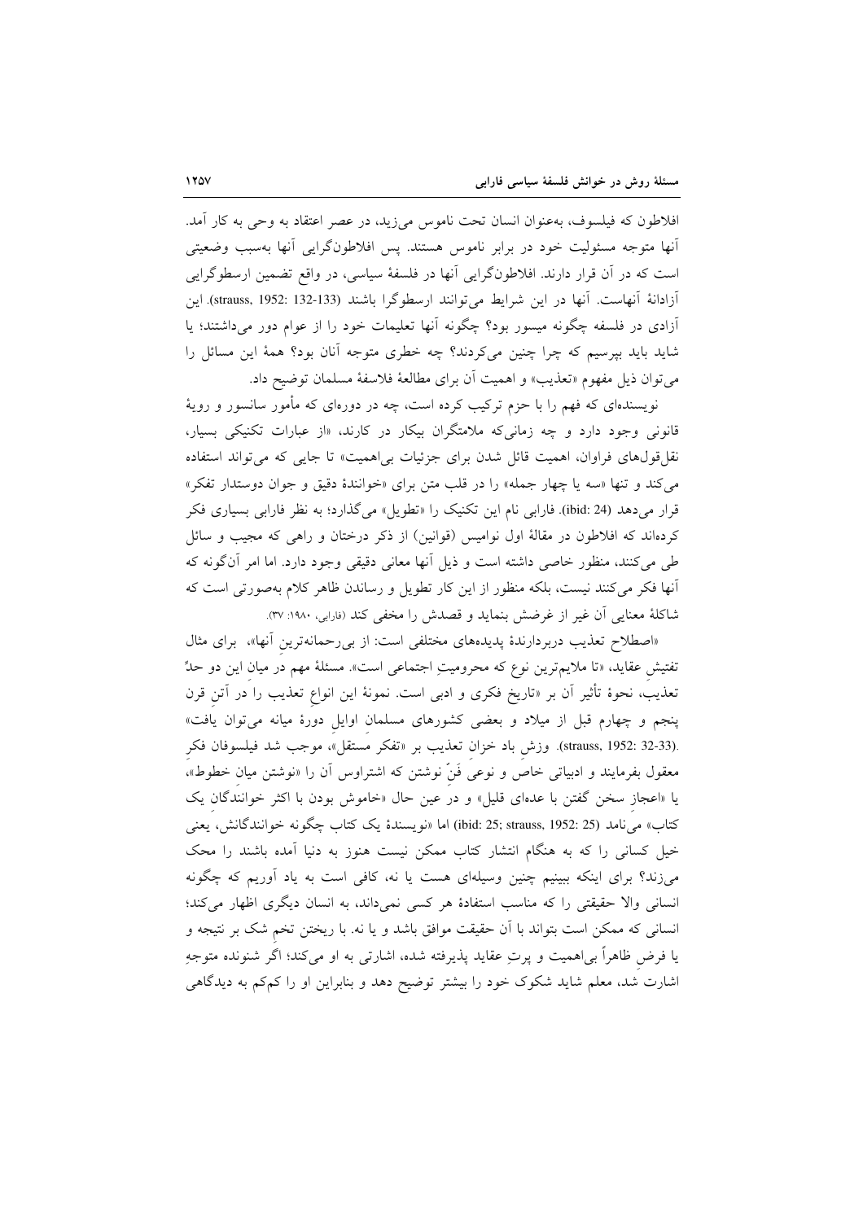افلاطون که فیلسوف، به‌عنوان انسان تحت ناموس می‌زید، در عصر اعتقاد به وحی به کار آمد. آنها متوجه مسئولیت خود در برابر ناموس هستند. پس افلاطون‌گرایی آنها به‌سبب وضعیتی است که در آن قرار دارند. افلاطون‌گرایی آنها در فلسفهٔ سیاسی، در واقع تضمین ارسطوگرایی آزادانهٔ آنهاست. آنها در این شرایط می‌توانند ارسطوگرا باشند (strauss, 1952: 132-133). این آزادی در فلسفه چگونه میسور بود؟ چگونه آنها تعلیمات خود را از عوام دور می‌داشتند؛ یا شاید باید بپرسیم که چرا چنین می‌کردند؟ چه خطری متوجه آنان بود؟ همهٔ این مسائل را می‌توان ذیل مفهوم «تعذیب» و اهمیت آن برای مطالعهٔ فلاسفهٔ مسلمان توضیح داد.

نویسنده‌ای که فهم را با حزم ترکیب کرده است، چه در دوره‌ای که مأمور سانسور و رویهٔ قانونی وجود دارد و چه زمانی‌که ملامتگران بیکار در کارند، «از عبارات تکنیکی بسیار، نقل‌قول‌های فراوان، اهمیت قائل شدن برای جزئیات بی‌اهمیت» تا جایی که می‌تواند استفاده می‌کند و تنها «سه یا چهار جمله» را در قلب متن برای «خوانندهٔ دقیق و جوان دوستدار تفکر» قرار می‌دهد (ibid: 24). فارابی نام این تکنیک را «تطویل» می‌گذارد؛ به نظر فارابی بسیاری فکر کرده‌اند که افلاطون در مقالهٔ اول نوامیس (قوانین) از ذکر درختان و راهی که مجیب و سائل طی می‌کنند، منظور خاصی داشته است و ذیل آنها معانی دقیقی وجود دارد. اما امر آن‌گونه که آنها فکر می‌کنند نیست، بلکه منظور از این کار تطویل و رساندن ظاهر کلام به‌صورتی است که شاکلهٔ معنایی آن غیر از غرضش بنماید و قصدش را مخفی کند (فارابی، ۱۹۸۰: ۳۷).

«اصطلاح تعذیب دربردارندهٔ پدیده‌های مختلفی است: از بی‌رحمانه‌ترین آنها». برای مثال تفتیش عقاید، «تا ملایم‌ترین نوع که محرومیت اجتماعی است». مسئلهٔ مهم در میان این دو حدِّ تعذیب، نحوهٔ تأثیر آن بر «تاریخ فکری و ادبی است. نمونهٔ این انواع تعذیب را در آتن قرن پنجم و چهارم قبل از میلاد و بعضی کشورهای مسلمان اوایل دورهٔ میانه می‌توان یافت» (strauss, 1952: 32-33). وزش باد خزان تعذیب بر «تفکر مستقل»، موجب شد فیلسوفان فکر معقول بفرمایند و ادبیاتی خاص و نوعی فنّ نوشتن که اشتراوس آن را «نوشتن میان خطوط»، یا «اعجاز سخن گفتن با عده‌ای قلیل» و در عین حال «خاموش بودن با اکثر خوانندگان یک کتاب» می‌نامد (ibid: 25; strauss, 1952: 25) اما «نویسندهٔ یک کتاب چگونه خوانندگانش، یعنی خیل کسانی را که به هنگام انتشار کتاب ممکن نیست هنوز به دنیا آمده باشند را محک می‌زند؟ برای اینکه ببینیم چنین وسیله‌ای هست یا نه، کافی است به یاد آوریم که چگونه انسانی والا حقیقتی را که مناسب استفادهٔ هر کسی نمی‌داند، به انسان دیگری اظهار می‌کند؛ انسانی که ممکن است بتواند با آن حقیقت موافق باشد و یا نه. با ریختن تخم شک بر نتیجه و یا فرض ظاهراً بی‌اهمیت و پرت عقاید پذیرفته شده، اشارتی به او می‌کند؛ اگر شنونده متوجه اشارت شد، معلم شاید شکوک خود را بیشتر توضیح دهد و بنابراین او را کم‌کم به دیدگاهی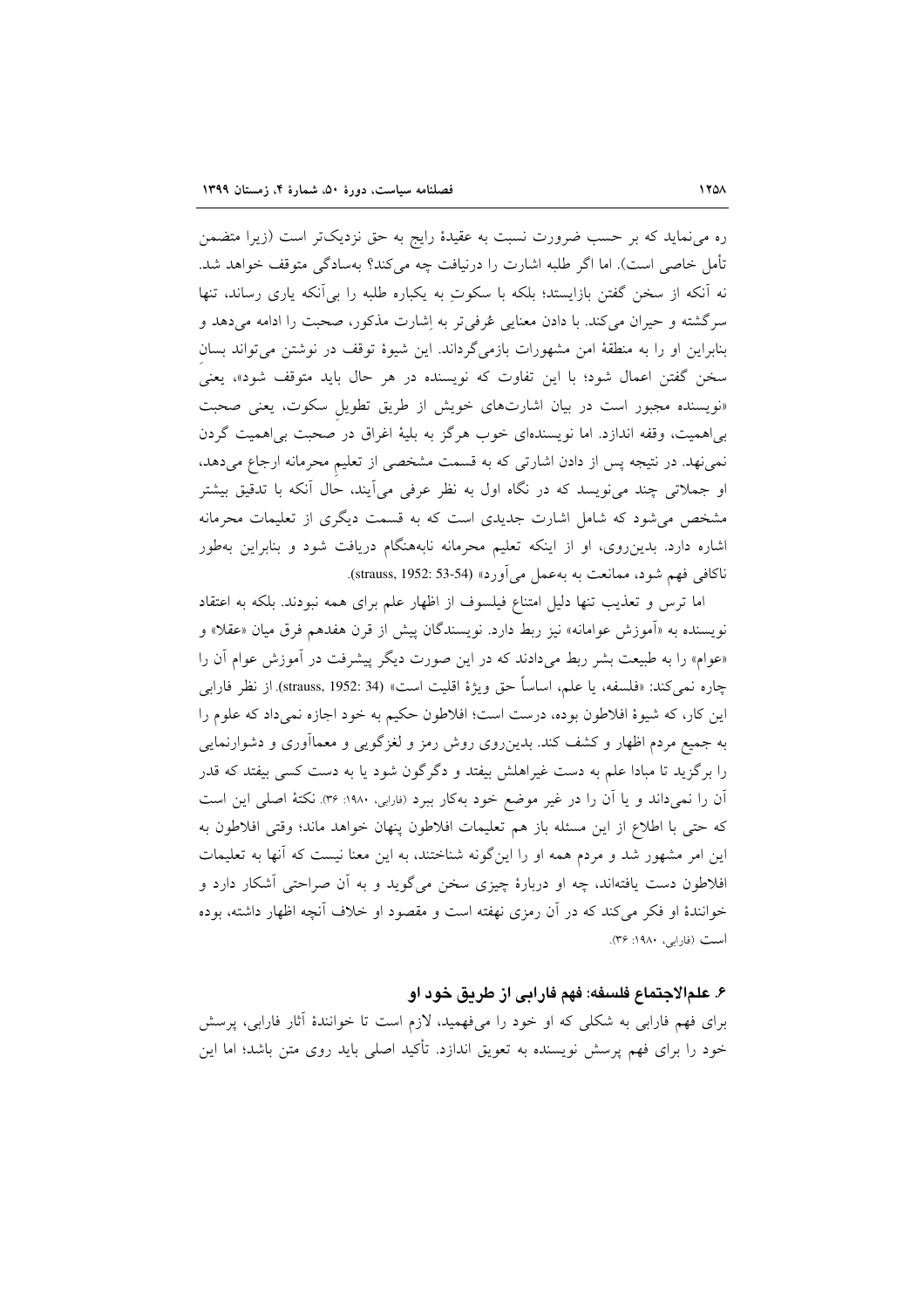ره می‌نماید که بر حسب ضرورت نسبت به عقیدهٔ رایج به حق نزدیک‌تر است (زیرا متضمن تأمل خاصی است). اما اگر طلبه اشارت را درنیافت چه می‌کند؟ به‌سادگی متوقف خواهد شد. نه آنکه از سخن گفتن بازایستد؛ بلکه با سکوتِ به یکباره طلبه را بی‌آنکه یاری رساند، تنها سرگشته و حیران می‌کند. با دادن معنایی عُرفی‌تر به اِشارت مذکور، صحبت را ادامه می‌دهد و بنابراین او را به منطقهٔ امن مشهورات بازمی‌گرداند. این شیوهٔ توقف در نوشتن می‌تواند بسانِ سخن گفتن اعمال شود؛ با این تفاوت که نویسنده در هر حال باید متوقف شود»، یعنی «نویسنده مجبور است در بیان اشارت‌های خویش از طریق تطویلِ سکوت، یعنی صحبت بی‌اهمیت، وقفه اندازد. اما نویسنده‌ای خوب هرگز به بلیهٔ اغراق در صحبت بی‌اهمیت گردن نمی‌نهد. در نتیجه پس از دادن اشارتی که به قسمت مشخصی از تعلیمِ محرمانه ارجاع می‌دهد، او جملاتی چند می‌نویسد که در نگاه اول به نظر عرفی می‌آیند، حال آنکه با تدقیق بیشتر مشخص می‌شود که شامل اشارت جدیدی است که به قسمت دیگری از تعلیمات محرمانه اشاره دارد. بدین‌روی، او از اینکه تعلیم محرمانه نابه‌هنگام دریافت شود و بنابراین به‌طور ناکافی فهم شود، ممانعت به به‌عمل می‌آورد» (strauss, 1952: 53-54).

اما ترس و تعذیب تنها دلیل امتناع فیلسوف از اظهار علم برای همه نبودند. بلکه به اعتقاد نویسنده به «آموزش عوامانه» نیز ربط دارد. نویسندگان پیش از قرن هفدهم فرق میان «عقلا» و «عوام» را به طبیعت بشر ربط می‌دادند که در این صورت دیگر پیشرفت در آموزش عوام آن را چاره نمی‌کند: «فلسفه، یا علم، اساساً حق ویژهٔ اقلیت است» (strauss, 1952: 34). از نظر فارابی این کار، که شیوهٔ افلاطون بوده، درست است؛ افلاطون حکیم به خود اجازه نمی‌داد که علوم را به جمیع مردم اظهار و کشف کند. بدین‌روی روش رمز و لغزگویی و معماآوری و دشوارنمایی را برگزید تا مبادا علم به دست غیراهلش بیفتد و دگرگون شود یا به دست کسی بیفتد که قدر آن را نمی‌داند و یا آن را در غیر موضع خود به‌کار ببرد (فارابی، ۱۹۸۰: ۳۶). نکتهٔ اصلی این است که حتی با اطلاع از این مسئله باز هم تعلیمات افلاطون پنهان خواهد ماند؛ وقتی افلاطون به این امر مشهور شد و مردم همه او را این‌گونه شناختند، به این معنا نیست که آنها به تعلیمات افلاطون دست یافته‌اند، چه او دربارهٔ چیزی سخن می‌گوید و به آن صراحتی آشکار دارد و خوانندهٔ او فکر می‌کند که در آن رمزی نهفته است و مقصود او خلاف آنچه اظهار داشته، بوده است (فارابی، ۱۹۸۰: ۳۶).

## ۶. علم‌الاجتماع فلسفه: فهم فارابی از طریق خود او

برای فهم فارابی به شکلی که او خود را می‌فهمید، لازم است تا خوانندهٔ آثار فارابی، پرسش خود را برای فهم پرسش نویسنده به تعویق اندازد. تأکید اصلی باید روی متن باشد؛ اما این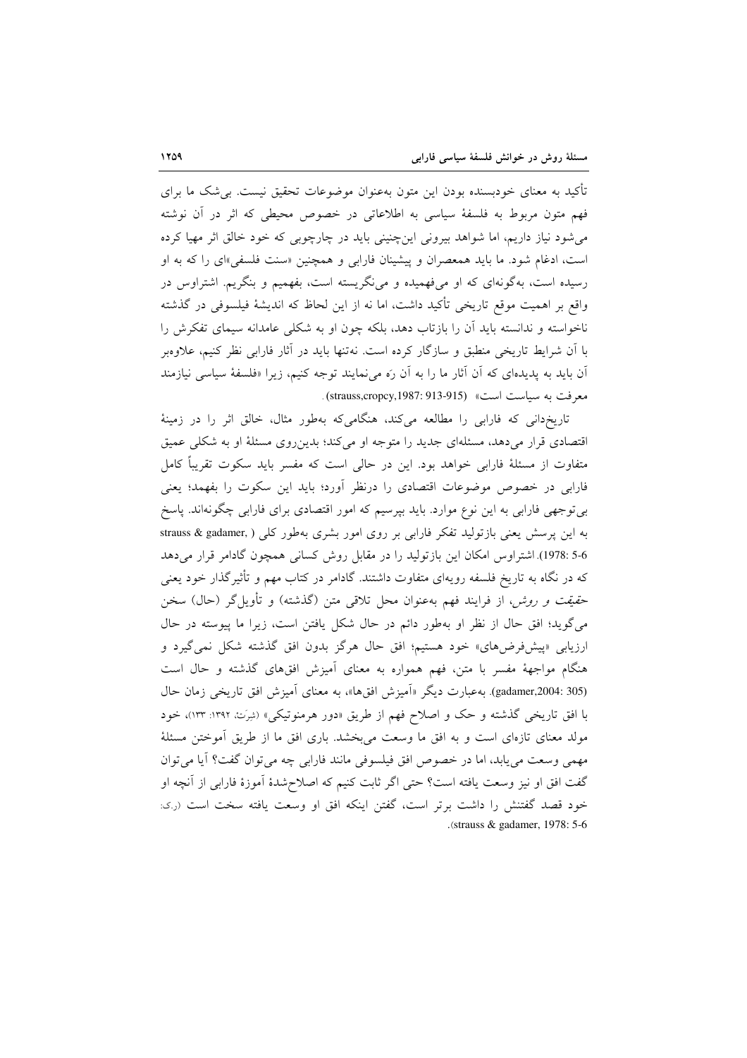تأکید به معنای خودبسنده بودن این متون به‌عنوان موضوعات تحقیق نیست. بی‌شک ما برای فهم متون مربوط به فلسفهٔ سیاسی به اطلاعاتی در خصوص محیطی که اثر در آن نوشته می‌شود نیاز داریم، اما شواهد بیرونی این‌چنینی باید در چارچوبی که خود خالق اثر مهیا کرده است، ادغام شود. ما باید همعصران و پیشینان فارابی و همچنین «سنت فلسفی»‌ای را که به او رسیده است، به‌گونه‌ای که او می‌فهمیده و می‌نگریسته است، بفهمیم و بنگریم. اشتراوس در واقع بر اهمیت موقع تاریخی تأکید داشت، اما نه از این لحاظ که اندیشهٔ فیلسوفی در گذشته ناخواسته و ندانسته باید آن را بازتاب دهد، بلکه چون او به شکلی عامدانه سیمای تفکرش را با آن شرایط تاریخی منطبق و سازگار کرده است. نه‌تنها باید در آثار فارابی نظر کنیم، علاوه‌بر آن باید به پدیده‌ای که آن آثار ما را به آن رَه می‌نمایند توجه کنیم، زیرا «فلسفهٔ سیاسی نیازمند معرفت به سیاست است» (strauss,cropcy,1987: 913-915).

تاریخدانی که فارابی را مطالعه می‌کند، هنگامی‌که به‌طور مثال، خالق اثر را در زمینهٔ اقتصادی قرار می‌دهد، مسئله‌ای جدید را متوجه او می‌کند؛ بدین‌روی مسئلهٔ او به شکلی عمیق متفاوت از مسئلهٔ فارابی خواهد بود. این در حالی است که مفسر باید سکوت تقریباً کامل فارابی در خصوص موضوعات اقتصادی را درنظر آورد؛ باید این سکوت را بفهمد؛ یعنی بی‌توجهی فارابی به این نوع موارد. باید بپرسیم که امور اقتصادی برای فارابی چگونه‌اند. پاسخ به این پرسش یعنی بازتولید تفکر فارابی بر روی امور بشری به‌طور کلی (strauss & gadamer, 1978: 5-6). اشتراوس امکان این بازتولید را در مقابل روش کسانی همچون گادامر قرار می‌دهد که در نگاه به تاریخ فلسفه رویه‌ای متفاوت داشتند. گادامر در کتاب مهم و تأثیرگذار خود یعنی *حقیقت و روش*، از فرایند فهم به‌عنوان محل تلاقی متن (گذشته) و تأویل‌گر (حال) سخن می‌گوید؛ افق حال از نظر او به‌طور دائم در حال شکل یافتن است، زیرا ما پیوسته در حال ارزیابی «پیش‌فرض‌های» خود هستیم؛ افق حال هرگز بدون افق گذشته شکل نمی‌گیرد و هنگام مواجههٔ مفسر با متن، فهم همواره به معنای آمیزش افق‌های گذشته و حال است (gadamer,2004: 305). به‌عبارت دیگر «آمیزش افق‌ها»، به معنای آمیزش افق تاریخی زمان حال با افق تاریخی گذشته و حک و اصلاح فهم از طریق «دور هرمنوتیکی» (شِرَت، ۱۳۹۲: ۱۳۳)، خود مولد معنای تازه‌ای است و به افق ما وسعت می‌بخشد. باری افق ما از طریق آموختن مسئلهٔ مهمی وسعت می‌یابد، اما در خصوص افق فیلسوفی مانند فارابی چه می‌توان گفت؟ آیا می‌توان گفت افق او نیز وسعت یافته است؟ حتی اگر ثابت کنیم که اصلاح‌شدهٔ آموزهٔ فارابی از آنچه او خود قصد گفتنش را داشت برتر است، گفتن اینکه افق او وسعت یافته سخت است (ر.ک: strauss & gadamer, 1978: 5-6).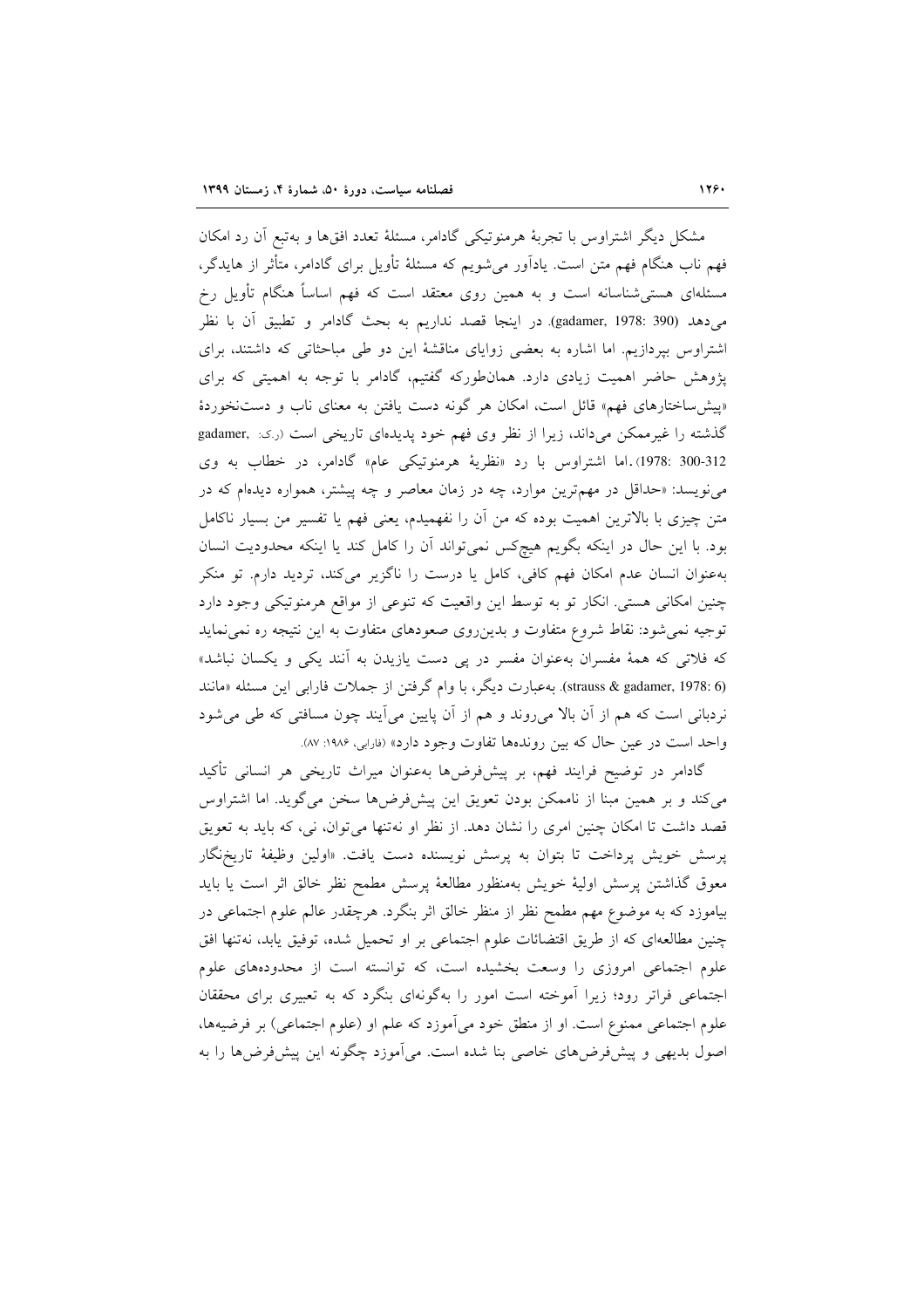مشکل دیگر اشتراوس با تجربهٔ هرمنوتیکی گادامر، مسئلهٔ تعدد افق‌ها و به‌تبع آن رد امکان فهم ناب هنگام فهم متن است. یادآور می‌شویم که مسئلهٔ تأویل برای گادامر، متأثر از هایدگر، مسئله‌ای هستی‌شناسانه است و به همین روی معتقد است که فهم اساساً هنگام تأویل رخ می‌دهد (gadamer, 1978: 390). در اینجا قصد نداریم به بحث گادامر و تطبیق آن با نظر اشتراوس بپردازیم. اما اشاره به بعضی زوایای مناقشهٔ این دو طی مباحثاتی که داشتند، برای پژوهش حاضر اهمیت زیادی دارد. همان‌طورکه گفتیم، گادامر با توجه به اهمیتی که برای «پیش‌ساختارهای فهم» قائل است، امکان هر گونه دست یافتن به معنای ناب و دست‌نخوردهٔ گذشته را غیرممکن می‌داند، زیرا از نظر وی فهم خود پدیده‌ای تاریخی است (ر.ک: gadamer, 1978: 300-312). اما اشتراوس با رد «نظریهٔ هرمنوتیکی عام» گادامر، در خطاب به وی می‌نویسد: «حداقل در مهم‌ترین موارد، چه در زمان معاصر و چه پیشتر، همواره دیده‌ام که در متن چیزی با بالاترین اهمیت بوده که من آن را نفهمیدم، یعنی فهم یا تفسیر من بسیار ناکامل بود. با این حال در اینکه بگویم هیچ‌کس نمی‌تواند آن را کامل کند یا اینکه محدودیت انسان به‌عنوان انسان عدم امکان فهم کافی، کامل یا درست را ناگزیر می‌کند، تردید دارم. تو منکر چنین امکانی هستی. انکار تو به توسط این واقعیت که تنوعی از مواقع هرمنوتیکی وجود دارد توجیه نمی‌شود: نقاط شروع متفاوت و بدین‌روی صعودهای متفاوت به این نتیجه ره نمی‌نماید که فلاتی که همهٔ مفسران به‌عنوان مفسر در پی دست یازیدن به آنند یکی و یکسان نباشد» (strauss & gadamer, 1978: 6). به‌عبارت دیگر، با وام گرفتن از جملات فارابی این مسئله «مانند نردبانی است که هم از آن بالا می‌روند و هم از آن پایین می‌آیند چون مسافتی که طی می‌شود واحد است در عین حال که بین رونده‌ها تفاوت وجود دارد» (فارابی، ۱۹۸۶: ۸۷).

گادامر در توضیح فرایند فهم، بر پیش‌فرض‌ها به‌عنوان میراث تاریخی هر انسانی تأکید می‌کند و بر همین مبنا از ناممکن بودن تعویق این پیش‌فرض‌ها سخن می‌گوید. اما اشتراوس قصد داشت تا امکان چنین امری را نشان دهد. از نظر او نه‌تنها می‌توان، نی، که باید به تعویق پرسش خویش پرداخت تا بتوان به پرسش نویسنده دست یافت. «اولین وظیفهٔ تاریخ‌نگار معوق گذاشتن پرسش اولیهٔ خویش به‌منظور مطالعهٔ پرسش مطمح نظر خالق اثر است یا باید بیاموزد که به موضوع مهم مطمح نظر از منظر خالق اثر بنگرد. هرچقدر عالم علوم اجتماعی در چنین مطالعه‌ای که از طریق اقتضائات علوم اجتماعی بر او تحمیل شده، توفیق یابد، نه‌تنها افق علوم اجتماعی امروزی را وسعت بخشیده است، که توانسته است از محدوده‌های علوم اجتماعی فراتر رود؛ زیرا آموخته است امور را به‌گونه‌ای بنگرد که به تعبیری برای محققان علوم اجتماعی ممنوع است. او از منطق خود می‌آموزد که علم او (علوم اجتماعی) بر فرضیه‌ها، اصول بدیهی و پیش‌فرض‌های خاصی بنا شده است. می‌آموزد چگونه این پیش‌فرض‌ها را به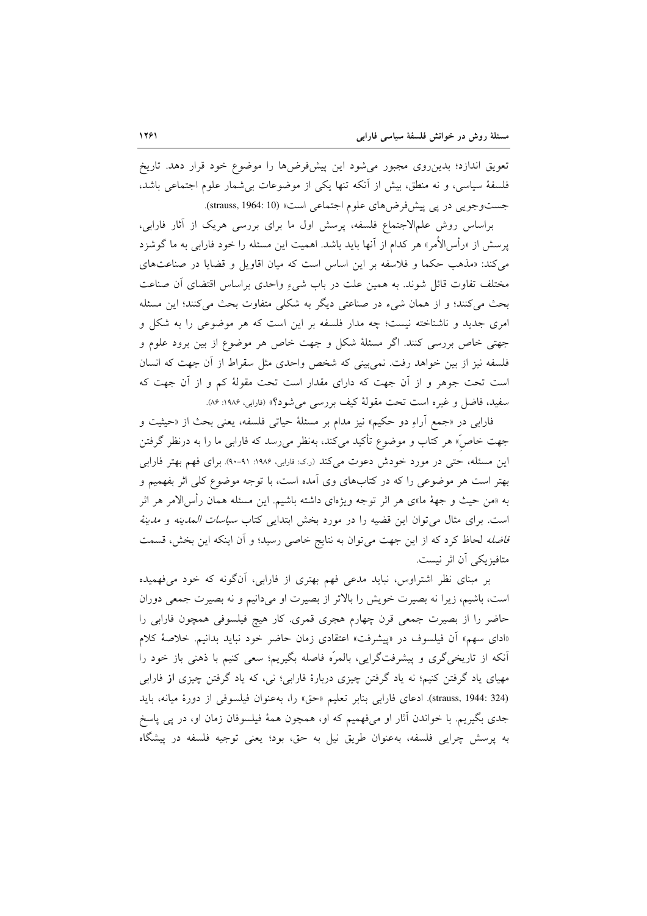تعویق اندازد؛ بدین‌روی مجبور می‌شود این پیش‌فرض‌ها را موضوع خود قرار دهد. تاریخ فلسفهٔ سیاسی، و نه منطق، بیش از آنکه تنها یکی از موضوعات بی‌شمار علوم اجتماعی باشد، جست‌وجویی در پی پیش‌فرض‌های علوم اجتماعی است» (strauss, 1964: 10).

براساس روش علم‌الاجتماع فلسفه، پرسش اول ما برای بررسی هریک از آثار فارابی، پرسش از «رأس‌الأمر» هر کدام از آنها باید باشد. اهمیت این مسئله را خود فارابی به ما گوشزد می‌کند: «مذهب حکما و فلاسفه بر این اساس است که میان اقاویل و قضایا در صناعت‌های مختلف تفاوت قائل شوند. به همین علت در باب شیءِ واحدی براساس اقتضای آن صناعت بحث می‌کنند؛ و از همان شیء در صناعتی دیگر به شکلی متفاوت بحث می‌کنند؛ این مسئله امری جدید و ناشناخته نیست؛ چه مدار فلسفه بر این است که هر موضوعی را به شکل و جهتی خاص بررسی کنند. اگر مسئلهٔ شکل و جهت خاص هر موضوع از بین برود علوم و فلسفه نیز از بین خواهد رفت. نمی‌بینی که شخص واحدی مثل سقراط از آن جهت که انسان است تحت جوهر و از آن جهت که دارای مقدار است تحت مقولهٔ کم و از آن جهت که سفید، فاضل و غیره است تحت مقولهٔ کیف بررسی می‌شود؟» (فارابی، ۱۹۸۶: ۸۶).

فارابی در «جمع آراءِ دو حکیم» نیز مدام بر مسئلهٔ حیاتی فلسفه، یعنی بحث از «حیثیت و جهت خاصِّ» هر کتاب و موضوع تأکید می‌کند، به‌نظر می‌رسد که فارابی ما را به درنظر گرفتن این مسئله، حتی در مورد خودش دعوت می‌کند (ر.ک: فارابی، ۱۹۸۶: ۹۱-۹۰). برای فهم بهتر فارابی بهتر است هر موضوعی را که در کتاب‌های وی آمده است، با توجه موضوع کلی اثر بفهمیم و به «من حیث و جهةُ ما»ی هر اثر توجه ویژه‌ای داشته باشیم. این مسئله همان رأس‌الامر هر اثر است. برای مثال می‌توان این قضیه را در مورد بخش ابتدایی کتاب *سیاسات المدینه* و *مدینهٔ فاضله* لحاظ کرد که از این جهت می‌توان به نتایج خاصی رسید؛ و آن اینکه این بخش، قسمت متافیزیکی آن اثر نیست.

بر مبنای نظر اشتراوس، نباید مدعی فهم بهتری از فارابی، آن‌گونه که خود می‌فهمیده است، باشیم، زیرا نه بصیرت خویش را بالاتر از بصیرت او می‌دانیم و نه بصیرت جمعی دوران حاضر را از بصیرت جمعی قرن چهارم هجری قمری. کار هیچ فیلسوفی همچون فارابی را «ادای سهم» آن فیلسوف در «پیشرفت» اعتقادی زمان حاضر خود نباید بدانیم. خلاصهٔ کلام آنکه از تاریخی‌گری و پیشرفت‌گرایی، بالمرّه فاصله بگیریم؛ سعی کنیم با ذهنی باز خود را مهیای یاد گرفتن کنیم؛ نه یاد گرفتن چیزی دربارهٔ فارابی؛ نی، که یاد گرفتن چیزی **از** فارابی (strauss, 1944: 324). ادعای فارابی بنابر تعلیم «حق» را، به‌عنوان فیلسوفی از دورهٔ میانه، باید جدی بگیریم. با خواندن آثار او می‌فهمیم که او، همچون همهٔ فیلسوفان زمان او، در پی پاسخ به پرسش چرایی فلسفه، به‌عنوان طریق نیل به حق، بود؛ یعنی توجیه فلسفه در پیشگاه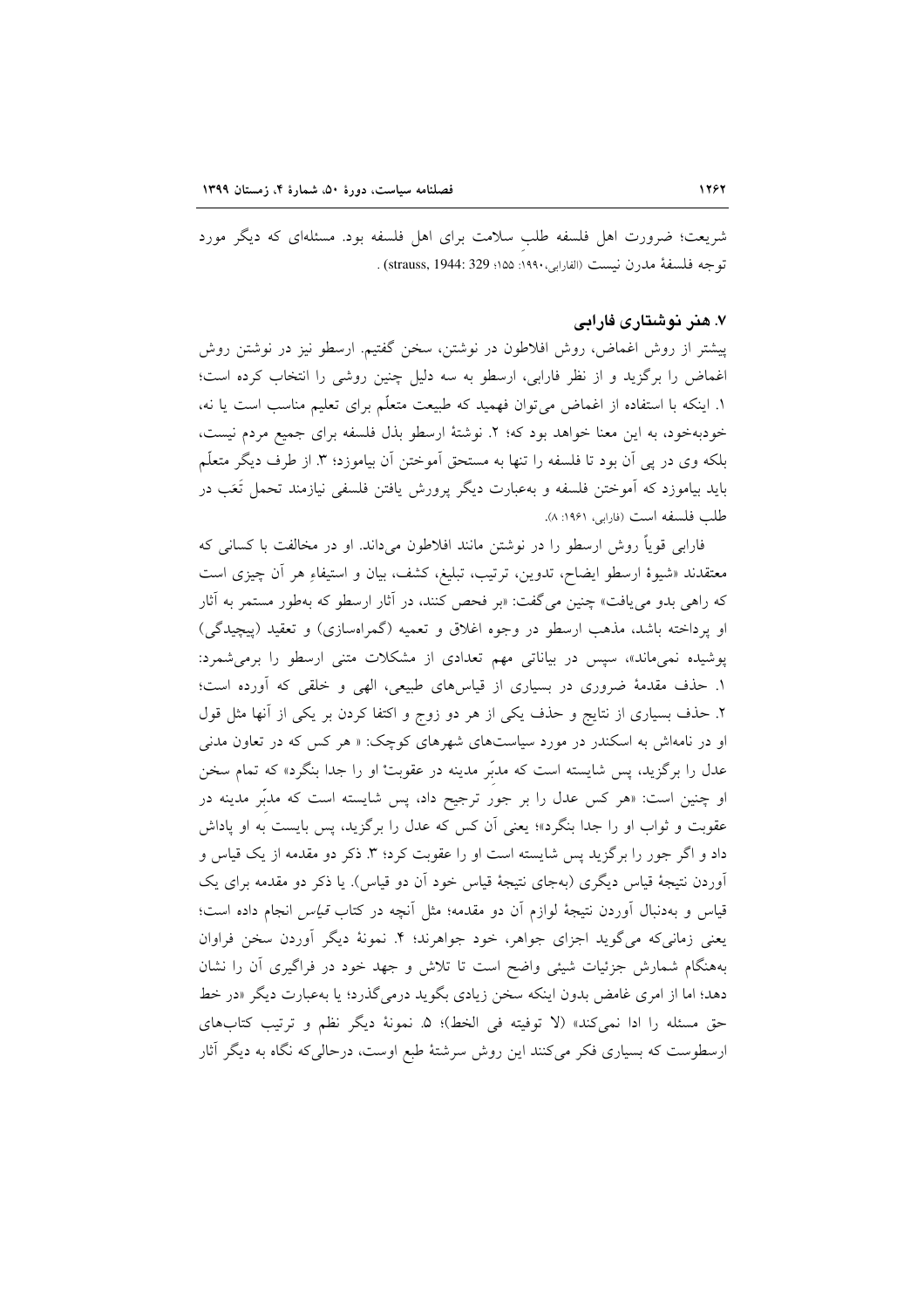شریعت؛ ضرورت اهل فلسفه طلبِ سلامت برای اهل فلسفه بود. مسئله‌ای که دیگر مورد توجه فلسفهٔ مدرن نیست (الفارابی،۱۹۹۰: ۱۵۵؛ strauss, 1944: 329) .

## ۷. هنر نوشتاری فارابی

پیشتر از روش اغماض، روش افلاطون در نوشتن، سخن گفتیم. ارسطو نیز در نوشتن روش اغماض را برگزید و از نظر فارابی، ارسطو به سه دلیل چنین روشی را انتخاب کرده است؛ ۱. اینکه با استفاده از اغماض می‌توان فهمید که طبیعت متعلّم برای تعلیم مناسب است یا نه، خودبه‌خود، به این معنا خواهد بود که؛ ۲. نوشتهٔ ارسطو بذل فلسفه برای جمیع مردم نیست، بلکه وی در پی آن بود تا فلسفه را تنها به مستحق آموختن آن بیاموزد؛ ۳. از طرف دیگر متعلّم باید بیاموزد که آموختن فلسفه و به‌عبارت دیگر پرورش یافتن فلسفی نیازمند تحمل تَعَب در طلب فلسفه است (فارابی، ۱۹۶۱: ۸).

فارابی قویاً روش ارسطو را در نوشتن مانند افلاطون می‌داند. او در مخالفت با کسانی که معتقدند «شیوهٔ ارسطو ایضاح، تدوین، ترتیب، تبلیغ، کشف، بیان و استیفاءِ هر آن چیزی است که راهی بدو می‌یافت» چنین می‌گفت: «بر فحص کنند، در آثار ارسطو که به‌طور مستمر به آثار او پرداخته باشد، مذهب ارسطو در وجوه اغلاق و تعمیه (گمراه‌سازی) و تعقید (پیچیدگی) پوشیده نمی‌ماند»، سپس در بیاناتی مهم تعدادی از مشکلات متنی ارسطو را برمی‌شمرد: ۱. حذف مقدمهٔ ضروری در بسیاری از قیاس‌های طبیعی، الهی و خلقی که آورده است؛ ۲. حذف بسیاری از نتایج و حذف یکی از هر دو زوج و اکتفا کردن بر یکی از آنها مثل قول او در نامه‌اش به اسکندر در مورد سیاست‌های شهرهای کوچک: « هر کس که در تعاون مدنی عدل را برگزید، پس شایسته است که مدبِّر مدینه در عقوبتْ او را جدا بنگرد» که تمام سخن او چنین است: «هر کس عدل را بر جور ترجیح داد، پس شایسته است که مدبِّر مدینه در عقوبت و ثواب او را جدا بنگرد»؛ یعنی آن کس که عدل را برگزید، پس بایست به او پاداش داد و اگر جور را برگزید پس شایسته است او را عقوبت کرد؛ ۳. ذکر دو مقدمه از یک قیاس و آوردن نتیجهٔ قیاس دیگری (به‌جای نتیجهٔ قیاس خود آن دو قیاس). یا ذکر دو مقدمه برای یک قیاس و به‌دنبال آوردن نتیجهٔ لوازم آن دو مقدمه؛ مثل آنچه در کتاب *قیاس* انجام داده است؛ یعنی زمانی‌که می‌گوید اجزای جواهر، خود جواهرند؛ ۴. نمونهٔ دیگر آوردن سخن فراوان به‌هنگام شمارش جزئیات شیئی واضح است تا تلاش و جهد خود در فراگیری آن را نشان دهد؛ اما از امری غامض بدون اینکه سخن زیادی بگوید درمی‌گذرد؛ یا به‌عبارت دیگر «در خط حق مسئله را ادا نمی‌کند» (لا توفیته فی الخط)؛ ۵. نمونهٔ دیگر نظم و ترتیب کتاب‌های ارسطوست که بسیاری فکر می‌کنند این روش سرشتهٔ طبع اوست، درحالی‌که نگاه به دیگر آثار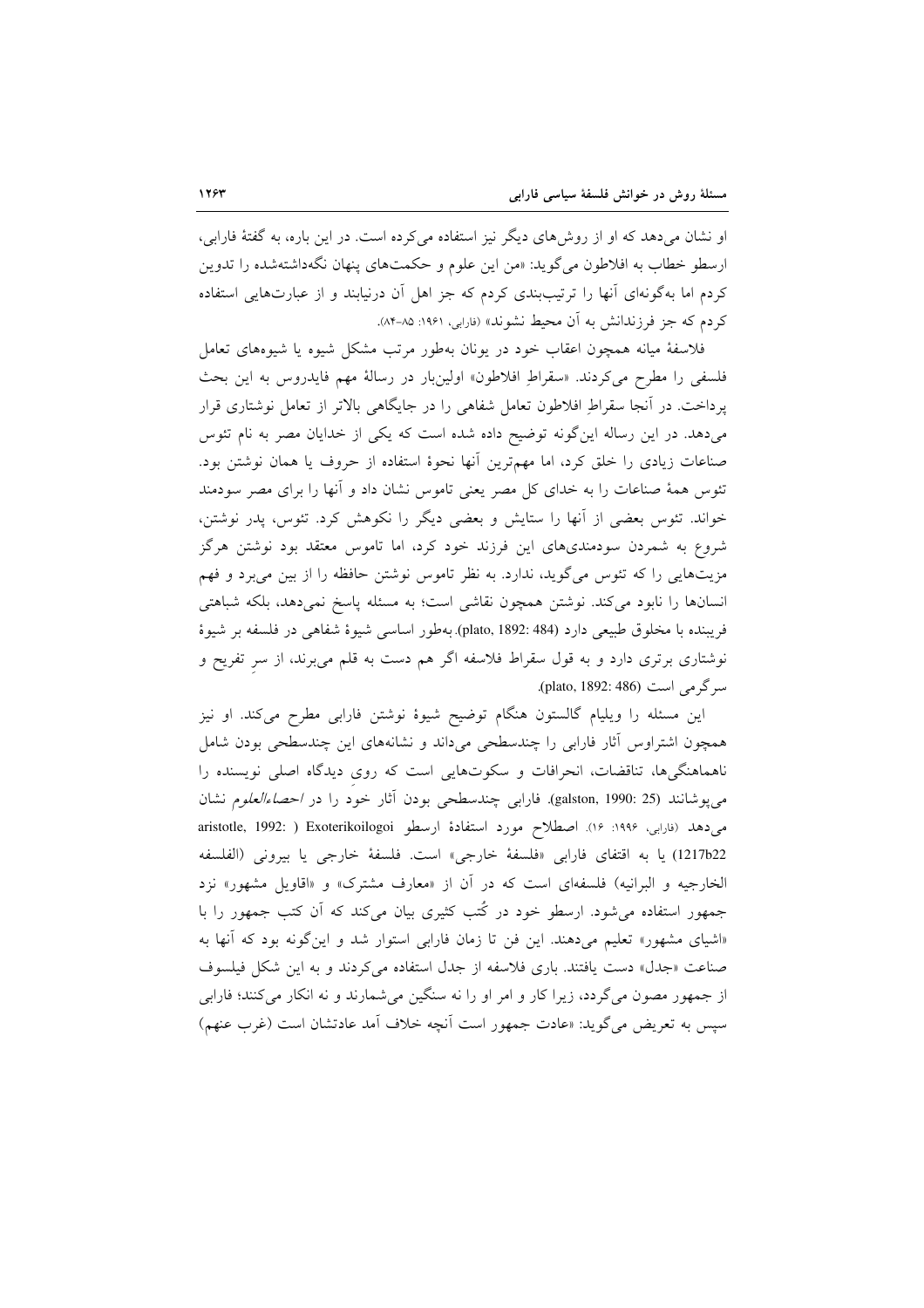او نشان می‌دهد که او از روش‌های دیگر نیز استفاده می‌کرده است. در این باره، به گفتهٔ فارابی، ارسطو خطاب به افلاطون می‌گوید: «من این علوم و حکمت‌های پنهان نگه‌داشته‌شده را تدوین کردم اما به‌گونه‌ای آنها را ترتیب‌بندی کردم که جز اهل آن درنیابند و از عبارت‌هایی استفاده کردم که جز فرزندانش به آن محیط نشوند» (فارابی، ۱۹۶۱: ۸۵-۸۴).

فلاسفهٔ میانه همچون اعقاب خود در یونان به‌طور مرتب مشکل شیوه یا شیوه‌های تعامل فلسفی را مطرح می‌کردند. «سقراطِ افلاطون» اولین‌بار در رسالهٔ مهم فایدروس به این بحث پرداخت. در آنجا سقراطِ افلاطون تعامل شفاهی را در جایگاهی بالاتر از تعامل نوشتاری قرار می‌دهد. در این رساله این‌گونه توضیح داده شده است که یکی از خدایان مصر به نام تئوس صناعات زیادی را خلق کرد، اما مهم‌ترین آنها نحوهٔ استفاده از حروف یا همان نوشتن بود. تئوس همهٔ صناعات را به خدای کل مصر یعنی تاموس نشان داد و آنها را برای مصر سودمند خواند. تئوس بعضی از آنها را ستایش و بعضی دیگر را نکوهش کرد. تئوس، پدر نوشتن، شروع به شمردن سودمندی‌های این فرزند خود کرد، اما تاموس معتقد بود نوشتن هرگز مزیت‌هایی را که تئوس می‌گوید، ندارد. به نظر تاموس نوشتن حافظه را از بین می‌برد و فهم انسان‌ها را نابود می‌کند. نوشتن همچون نقاشی است؛ به مسئله پاسخ نمی‌دهد، بلکه شباهتی فریبنده با مخلوق طبیعی دارد (plato, 1892: 484). به‌طور اساسی شیوهٔ شفاهی در فلسفه بر شیوهٔ نوشتاری برتری دارد و به قول سقراط فلاسفه اگر هم دست به قلم می‌برند، از سرِ تفریح و سرگرمی است (plato, 1892: 486).

این مسئله را ویلیام گالستون هنگام توضیح شیوهٔ نوشتن فارابی مطرح می‌کند. او نیز همچون اشتراوس آثار فارابی را چندسطحی می‌داند و نشانه‌های این چندسطحی بودن شامل ناهماهنگی‌ها، تناقضات، انحرافات و سکوت‌هایی است که روی دیدگاه اصلی نویسنده را می‌پوشانند (galston, 1990: 25). فارابی چندسطحی بودن آثار خود را در *احصاءالعلوم* نشان می‌دهد (فارابی، ۱۹۹۶: ۱۶). اصطلاح مورد استفادهٔ ارسطو Exoterikoilogoi (aristotle, 1992: 1217b22) یا به اقتفای فارابی «فلسفهٔ خارجی» است. فلسفهٔ خارجی یا بیرونی (الفلسفه الخارجیه و البرانیه) فلسفه‌ای است که در آن از «معارف مشترک» و «اقاویل مشهور» نزد جمهور استفاده می‌شود. ارسطو خود در کُتُب کثیری بیان می‌کند که آن کتب جمهور را با «اشیای مشهور» تعلیم می‌دهند. این فن تا زمان فارابی استوار شد و این‌گونه بود که آنها به صناعات «جدل» دست یافتند. باری فلاسفه از جدل استفاده می‌کردند و به این شکل فیلسوف از جمهور مصون می‌گردد، زیرا کار و امر او را نه سنگین می‌شمارند و نه انکار می‌کنند؛ فارابی سپس به تعریض می‌گوید: «عادت جمهور است آنچه خلاف آمد عادتشان است (غرب عنهم)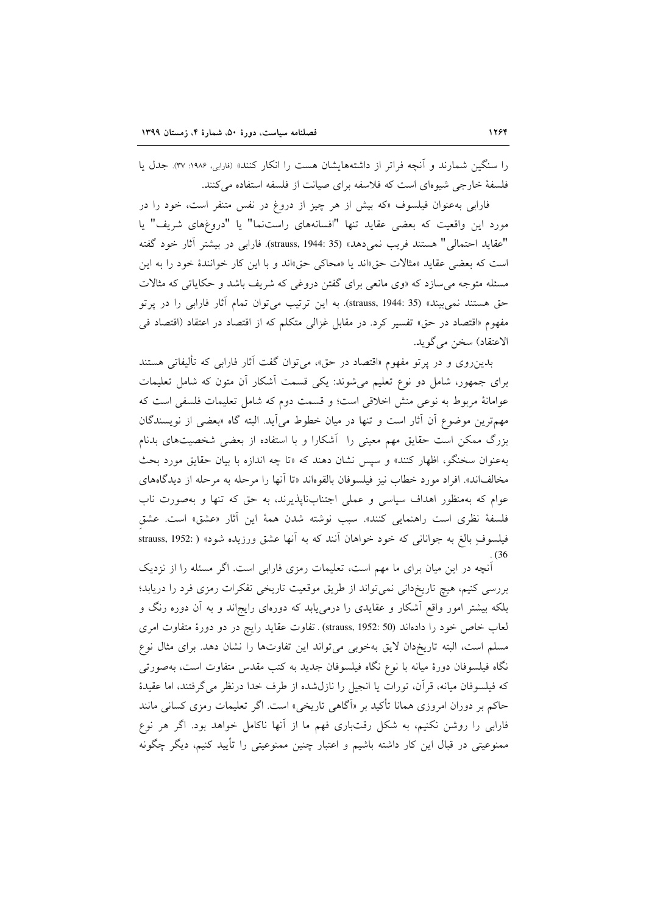را سنگین شمارند و آنچه فراتر از داشته‌هایشان هست را انکار کنند» (فارابی، ۱۹۸۶: ۳۷). جدل یا فلسفهٔ خارجی شیوه‌ای است که فلاسفه برای صیانت از فلسفه استفاده می‌کنند.

فارابی به‌عنوان فیلسوف «که بیش از هر چیز از دروغ در نفس متنفر است، خود را در مورد این واقعیت که بعضی عقاید تنها "افسانه‌های راست‌نما" یا "دروغ‌های شریف" یا "عقاید احتمالی" هستند فریب نمی‌دهد» (strauss, 1944: 35). فارابی در بیشتر آثار خود گفته است که بعضی عقاید «مثالات حق»اند یا «محاکی حق»اند و با این کار خوانندهٔ خود را به این مسئله متوجه می‌سازد که «وی مانعی برای گفتن دروغی که شریف باشد و حکایاتی که مثالات حق هستند نمی‌بیند» (strauss, 1944: 35). به این ترتیب می‌توان تمام آثار فارابی را در پرتو مفهوم «اقتصاد در حق» تفسیر کرد. در مقابل غزالی متکلم که از اقتصاد در اعتقاد (اقتصاد فی الاعتقاد) سخن می‌گوید.

بدین‌روی و در پرتو مفهوم «اقتصاد در حق»، می‌توان گفت آثار فارابی که تألیفاتی هستند برای جمهور، شامل دو نوع تعلیم می‌شوند: یکی قسمت آشکار آن متون که شامل تعلیمات عوامانهٔ مربوط به نوعی منش اخلاقی است؛ و قسمت دوم که شامل تعلیمات فلسفی است که مهم‌ترین موضوع آن آثار است و تنها در میان خطوط می‌آید. البته گاه «بعضی از نویسندگان بزرگ ممکن است حقایق مهم معینی را آشکارا و با استفاده از بعضی شخصیت‌های بدنام به‌عنوان سخنگو، اظهار کنند» و سپس نشان دهند که «تا چه اندازه با بیان حقایق مورد بحث مخالف‌اند». افراد مورد خطاب نیز فیلسوفان بالقوه‌اند «تا آنها را مرحله به مرحله از دیدگاه‌های عوام که به‌منظور اهداف سیاسی و عملی اجتناب‌ناپذیرند، به حق که تنها و به‌صورت ناب فلسفهٔ نظری است راهنمایی کنند». سبب نوشته شدن همهٔ این آثار «عشق» است. عشقِ فیلسوفِ بالغ به جوانانی که خود خواهان آنند که به آنها عشق ورزیده شود» (strauss, 1952: 36).

آنچه در این میان برای ما مهم است، تعلیمات رمزی فارابی است. اگر مسئله را از نزدیک بررسی کنیم، هیچ تاریخ‌دانی نمی‌تواند از طریق موقعیت تاریخی تفکرات رمزی فرد را دریابد؛ بلکه بیشتر امور واقع آشکار و عقایدی را درمی‌یابد که دوره‌ای رایج‌اند و به آن دوره رنگ و لعاب خاص خود را داده‌اند (strauss, 1952: 50). تفاوت عقاید رایج در دو دورهٔ متفاوت امری مسلم است، البته تاریخ‌دان لایق به‌خوبی می‌تواند این تفاوت‌ها را نشان دهد. برای مثال نوع نگاه فیلسوفان دورهٔ میانه با نوع نگاه فیلسوفان جدید به کتب مقدس متفاوت است، به‌صورتی که فیلسوفان میانه، قرآن، تورات یا انجیل را نازل‌شده از طرف خدا درنظر می‌گرفتند، اما عقیدهٔ حاکم بر دوران امروزی همانا تأکید بر «آگاهی تاریخی» است. اگر تعلیمات رمزی کسانی مانند فارابی را روشن نکنیم، به شکل رقت‌باری فهم ما از آنها ناکامل خواهد بود. اگر هر نوع ممنوعیتی در قبال این کار داشته باشیم و اعتبار چنین ممنوعیتی را تأیید کنیم، دیگر چگونه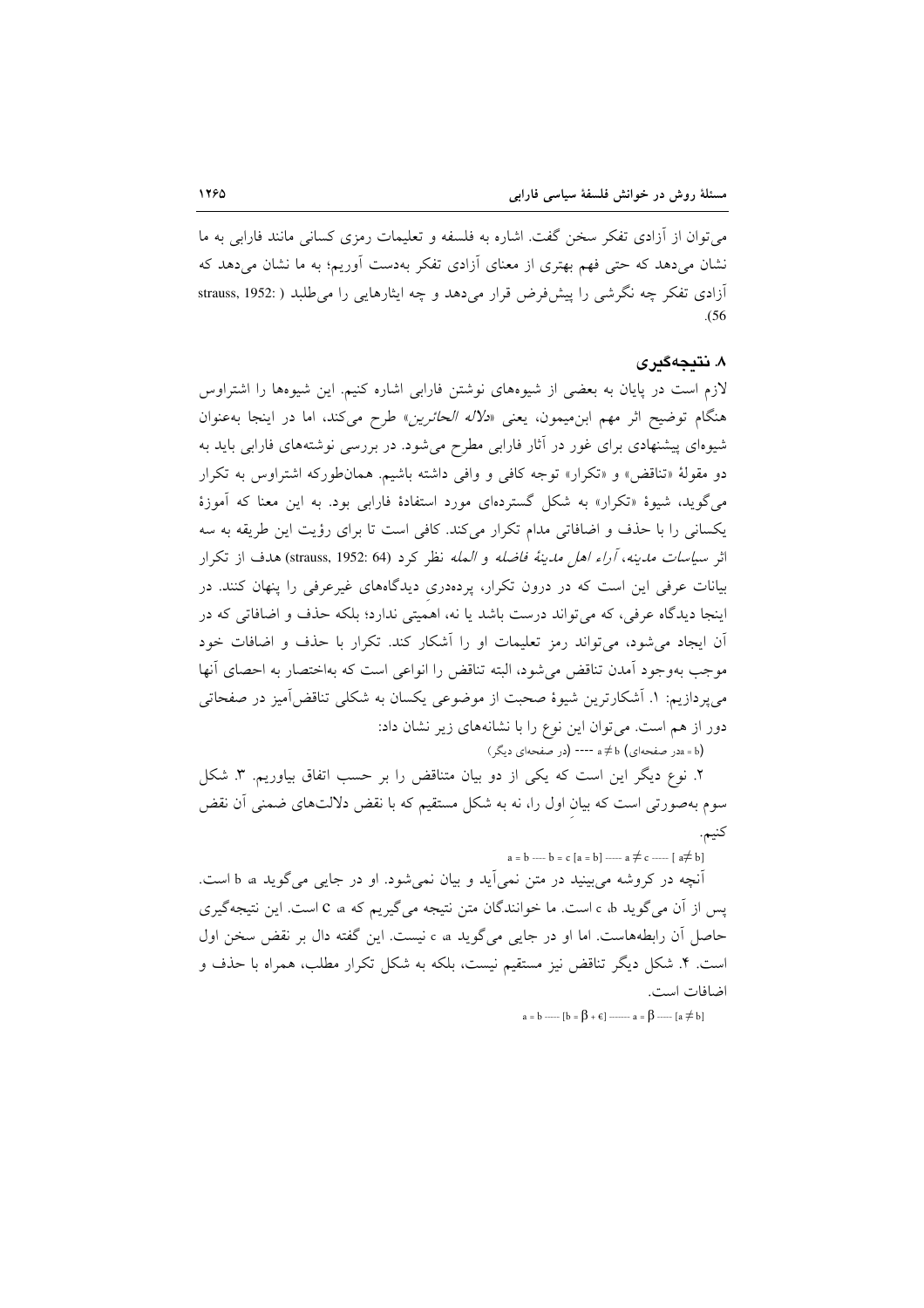می‌توان از آزادی تفکر سخن گفت. اشاره به فلسفه و تعلیمات رمزی کسانی مانند فارابی به ما نشان می‌دهد که حتی فهم بهتری از معنای آزادی تفکر به‌دست آوریم؛ به ما نشان می‌دهد که آزادی تفکر چه نگرشی را پیش‌فرض قرار می‌دهد و چه ایثارهایی را می‌طلبد (strauss, 1952: 56).

## ۸. نتیجه‌گیری

لازم است در پایان به بعضی از شیوه‌های نوشتن فارابی اشاره کنیم. این شیوه‌ها را اشتراوس هنگام توضیح اثر مهم ابن‌میمون، یعنی «*دلالة الحائرین*» طرح می‌کند، اما در اینجا به‌عنوان شیوه‌ای پیشنهادی برای غور در آثار فارابی مطرح می‌شود. در بررسی نوشته‌های فارابی باید به دو مقولهٔ «تناقض» و «تکرار» توجه کافی و وافی داشته باشیم. همان‌طورکه اشتراوس به تکرار می‌گوید، شیوهٔ «تکرار» به شکل گسترده‌ای مورد استفادهٔ فارابی بود. به این معنا که آموزهٔ یکسانی را با حذف و اضافاتی مدام تکرار می‌کند. کافی است تا برای رؤیت این طریقه به سه اثر *سیاسات مدینه*، *آراء اهل مدینهٔ فاضله* و *الملة* نظر کرد (strauss, 1952: 64) هدف از تکرار بیانات عرفی این است که در درون تکرار، پرده‌دری دیدگاه‌های غیرعرفی را پنهان کنند. در اینجا دیدگاه عرفی، که می‌تواند درست باشد یا نه، اهمیتی ندارد؛ بلکه حذف و اضافاتی که در آن ایجاد می‌شود، می‌تواند رمز تعلیمات او را آشکار کند. تکرار با حذف و اضافات خود موجب به‌وجود آمدن تناقض می‌شود، البته تناقض را انواعی است که به‌اختصار به احصای آنها می‌پردازیم: ۱. آشکارترین شیوهٔ صحبت از موضوعی یکسان به شکلی تناقض‌آمیز در صفحاتی دور از هم است. می‌توان این نوع را با نشانه‌های زیر نشان داد:

$(a = b$ در صفحه‌ای$)$ $a \neq b$ ---- (در صفحه‌ای دیگر)

۲. نوع دیگر این است که یکی از دو بیان متناقض را بر حسب اتفاق بیاوریم. ۳. شکل سوم به‌صورتی است که بیانِ اول را، نه به شکل مستقیم که با نقض دلالت‌های ضمنی آن نقض کنیم.

$$a = b \text{ ---- } b = c\ [a = b] \text{ ----- } a \neq c \text{ ----- } [a \neq b]$$

آنچه در کروشه می‌بینید در متن نمی‌آید و بیان نمی‌شود. او در جایی می‌گوید a، b است. پس از آن می‌گوید b، c است. ما خوانندگان متن نتیجه می‌گیریم که a، c است. این نتیجه‌گیری حاصل آن رابطه‌هاست. اما او در جایی می‌گوید a، c نیست. این گفته دال بر نقض سخن اول است. ۴. شکل دیگر تناقض نیز مستقیم نیست، بلکه به شکل تکرار مطلب، همراه با حذف و اضافات است.

$$a = b \text{ ----- } [b = \beta + \epsilon] \text{ ------- } a = \beta \text{ ----- } [a \neq b]$$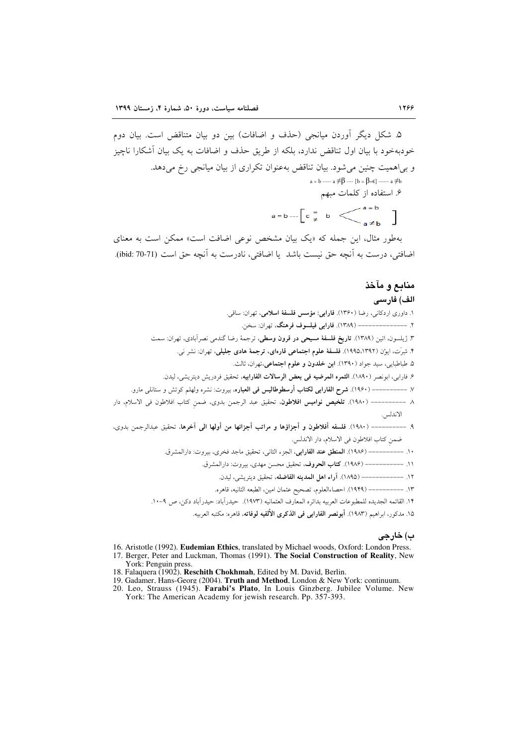۵. شکل دیگر آوردن میانجی (حذف و اضافات) بین دو بیان متناقض است. بیان دوم خودبه‌خود با بیان اول تناقض ندارد، بلکه از طریق حذف و اضافات به یک بیان آشکارا ناچیز و بی‌اهمیت چنین می‌شود. بیان تناقض به‌عنوان تکراری از بیان میانجی رخ می‌دهد.

$a = b$ ----- $a \neq \beta$ ---- $[b = \beta + \epsilon]$ ------ $a \neq b$

۶. استفاده از کلمات مبهم

$$a = b \text{ --- } \left[ c \begin{smallmatrix} = \\ \neq \end{smallmatrix} b \; < \begin{matrix} a = b \\ a \neq b \end{matrix} \right]$$

به‌طور مثال، این جمله که «یک بیان مشخص نوعی اضافت است» ممکن است به معنای اضافتی، درست به آنچه حق نیست باشد یا اضافتی، نادرست به آنچه حق است (ibid: 70-71).

## منابع و مآخذ

### الف) فارسی

۱. داوری اردکانی، رضا (۱۳۶۰). **فارابی: مؤسس فلسفهٔ اسلامی**، تهران: ساقی.

۲. -------------- (۱۳۸۹). **فارابی فیلسوف فرهنگ**، تهران: سخن.

۳. ژیلسون، اتین (۱۳۸۹). **تاریخ فلسفهٔ مسیحی در قرون وسطی**، ترجمهٔ رضا گندمی نصرآبادی، تهران: سمت

۴. شِرَت، ایوُن (۱۳۹۲،۱۹۹۵). **فلسفهٔ علوم اجتماعی قاره‌ای، ترجمهٔ هادی جلیلی**، تهران: نشر نی.

۵. طباطبایی، سید جواد (۱۳۹۰). **ابن خلدون و علوم اجتماعی**،تهران، ثالث.

۶. فارابی، ابونصر (۱۸۹۰). **الثمره المرضیه فی بعض الرسالات الفارابیه**، تحقیق فردریش دیتریشی، لیدن.

۷. ---------- (۱۹۶۰). **شرح الفارابی لکتاب أرسطوطالیس فی العباره**، بیروت: نشره ولهلم کوتش و ستانلی مارو.

۸. ---------- (۱۹۸۰). **تلخیص نوامیس افلاطون**، تحقیق عبد الرجمن بدوی، ضمنِ کتاب افلاطون فی الاسلام، دار الاندلس.

۹. ---------- (۱۹۸۰). **فلسفه أفلاطون و أجزاؤها و مراتب أجزائها من أولها الی آخرها**، تحقیق عبدالرجمن بدوی، ضمن کتاب افلاطون فی الاسلام، دار الاندلس.

۱۰. ---------- (۱۹۸۶). **المنطق عند الفارابی**، الجزء الثانی، تحقیق ماجد فخری، بیروت: دارالمشرق.

۱۱. ---------- (۱۹۸۶). **کتاب الحروف**، تحقیق محسن مهدی، بیروت: دارالمشرق.

۱۲. ---------- (۱۸۹۵). **آراء اهل المدینه الفاضله**، تحقیق دیتریشی، لیدن.

۱۳. ---------- (۱۹۴۹). احصاءالعلوم، تصحیح عثمان امین، الطبعه الثانیه، قاهره.

۱۴. القائمه الجدیده للمطبوعات العربیه بدائره المعارف العثمانیه (۱۹۷۳). حیدرآباد: حیدرآباد دکن، ص ۹-۱۰.

۱۵. مدکور، ابراهیم (۱۹۸۳). **أبونصر الفارابی فی الذکری الألفیه لوفاته**، قاهره: مکتبه العربیه.

### ب) خارجی

16. Aristotle (1992). **Eudemian Ethics**, translated by Michael woods, Oxford: London Press.
17. Berger, Peter and Luckman, Thomas (1991). **The Social Construction of Reality**, New York: Penguin press.
18. Falaquera (1902). **Reschith Chokhmah**, Edited by M. David, Berlin.
19. Gadamer, Hans-Georg (2004). **Truth and Method**, London & New York: continuum.
20. Leo, Strauss (1945). **Farabi's Plato**, In Louis Ginzberg. Jubilee Volume. New York: The American Academy for jewish research. Pp. 357-393.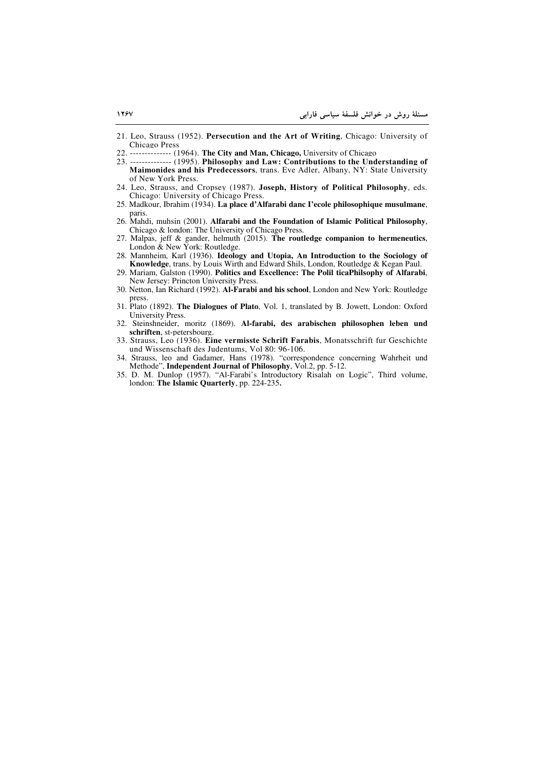21. Leo, Strauss (1952). **Persecution and the Art of Writing**, Chicago: University of Chicago Press
22. -------------- (1964). **The City and Man, Chicago,** University of Chicago
23. -------------- (1995). **Philosophy and Law: Contributions to the Understanding of Maimonides and his Predecessors**, trans. Eve Adler, Albany, NY: State University of New York Press.
24. Leo, Strauss, and Cropsey (1987). **Joseph, History of Political Philosophy**, eds. Chicago: University of Chicago Press.
25. Madkour, Ibrahim (1934). **La place d'Alfarabi danc I'ecole philosophique musulmane**, paris.
26. Mahdi, muhsin (2001). **Alfarabi and the Foundation of Islamic Political Philosophy**, Chicago & london: The University of Chicago Press.
27. Malpas, jeff & gander, helmuth (2015). **The routledge companion to hermeneutics**, London & New York: Routledge.
28. Mannheim, Karl (1936). **Ideology and Utopia, An Introduction to the Sociology of Knowledge**, trans. by Louis Wirth and Edward Shils, London, Routledge & Kegan Paul.
29. Mariam, Galston (1990). **Politics and Excellence: The Polil ticaPhilsophy of Alfarabi**, New Jersey: Princton University Press.
30. Netton, Ian Richard (1992). **Al-Farabi and his school**, London and New York: Routledge press.
31. Plato (1892). **The Dialogues of Plato**, Vol. 1, translated by B. Jowett, London: Oxford University Press.
32. Steinshneider, moritz (1869). **Al-farabi, des arabischen philosophen leben und schriften**, st-petersbourg.
33. Strauss, Leo (1936). **Eine vermisste Schrift Farabis**, Monatsschrift fur Geschichte und Wissenschaft des Judentums, Vol 80: 96-106.
34. Strauss, leo and Gadamer, Hans (1978). "correspondence concerning Wahrheit und Methode", **Independent Journal of Philosophy**, Vol.2, pp. 5-12.
35. D. M. Dunlop (1957). "Al-Farabi's Introductory Risalah on Logic", Third volume, london: **The Islamic Quarterly**, pp. 224-235**.**